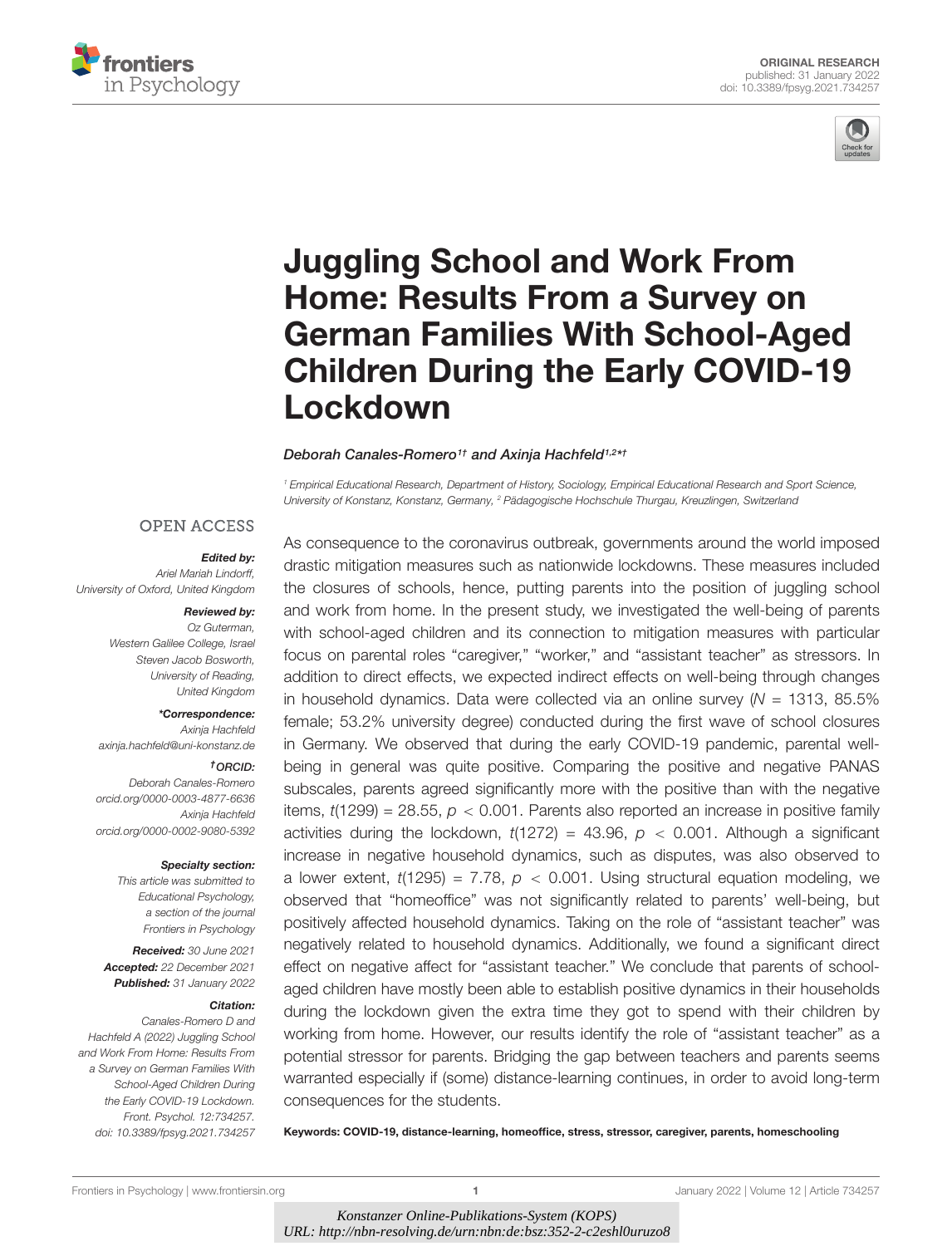ORIGINAL RESEARCH
published: 31 January 2022
doi: 10.3389/fpsyg.2021.734257

# Juggling School and Work From Home: Results From a Survey on German Families With School-Aged Children During the Early COVID-19 Lockdown

*Deborah Canales-Romero[1†] and Axinja Hachfeld[1,2*†]*

[1] Empirical Educational Research, Department of History, Sociology, Empirical Educational Research and Sport Science, University of Konstanz, Konstanz, Germany, [2] Pädagogische Hochschule Thurgau, Kreuzlingen, Switzerland

OPEN ACCESS

***Edited by:***
*Ariel Mariah Lindorff,*
*University of Oxford, United Kingdom*

***Reviewed by:***
*Oz Guterman,*
*Western Galilee College, Israel*
*Steven Jacob Bosworth,*
*University of Reading,*
*United Kingdom*

***\*Correspondence:***
*Axinja Hachfeld*
*axinja.hachfeld@uni-konstanz.de*

***†ORCID:***
*Deborah Canales-Romero*
*orcid.org/0000-0003-4877-6636*
*Axinja Hachfeld*
*orcid.org/0000-0002-9080-5392*

***Specialty section:***
*This article was submitted to Educational Psychology, a section of the journal Frontiers in Psychology*

***Received:*** *30 June 2021*
***Accepted:*** *22 December 2021*
***Published:*** *31 January 2022*

***Citation:***
*Canales-Romero D and Hachfeld A (2022) Juggling School and Work From Home: Results From a Survey on German Families With School-Aged Children During the Early COVID-19 Lockdown. Front. Psychol. 12:734257. doi: 10.3389/fpsyg.2021.734257*

As consequence to the coronavirus outbreak, governments around the world imposed drastic mitigation measures such as nationwide lockdowns. These measures included the closures of schools, hence, putting parents into the position of juggling school and work from home. In the present study, we investigated the well-being of parents with school-aged children and its connection to mitigation measures with particular focus on parental roles "caregiver," "worker," and "assistant teacher" as stressors. In addition to direct effects, we expected indirect effects on well-being through changes in household dynamics. Data were collected via an online survey ($N$ = 1313, 85.5% female; 53.2% university degree) conducted during the first wave of school closures in Germany. We observed that during the early COVID-19 pandemic, parental well-being in general was quite positive. Comparing the positive and negative PANAS subscales, parents agreed significantly more with the positive than with the negative items, $t(1299) = 28.55$, $p < 0.001$. Parents also reported an increase in positive family activities during the lockdown, $t(1272) = 43.96$, $p < 0.001$. Although a significant increase in negative household dynamics, such as disputes, was also observed to a lower extent, $t(1295) = 7.78$, $p < 0.001$. Using structural equation modeling, we observed that "homeoffice" was not significantly related to parents' well-being, but positively affected household dynamics. Taking on the role of "assistant teacher" was negatively related to household dynamics. Additionally, we found a significant direct effect on negative affect for "assistant teacher." We conclude that parents of school-aged children have mostly been able to establish positive dynamics in their households during the lockdown given the extra time they got to spend with their children by working from home. However, our results identify the role of "assistant teacher" as a potential stressor for parents. Bridging the gap between teachers and parents seems warranted especially if (some) distance-learning continues, in order to avoid long-term consequences for the students.

**Keywords: COVID-19, distance-learning, homeoffice, stress, stressor, caregiver, parents, homeschooling**

*Konstanzer Online-Publikations-System (KOPS)*
*URL: http://nbn-resolving.de/urn:nbn:de:bsz:352-2-c2eshl0uruzo8*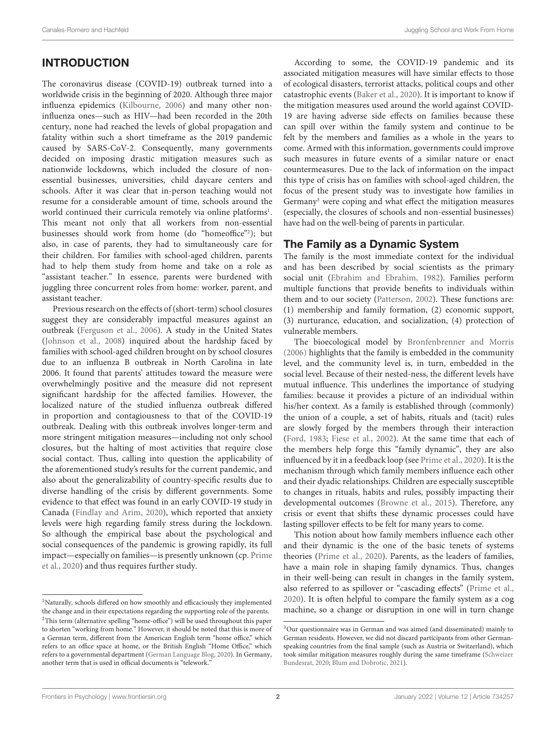## INTRODUCTION

The coronavirus disease (COVID-19) outbreak turned into a worldwide crisis in the beginning of 2020. Although three major influenza epidemics (Kilbourne, 2006) and many other non-influenza ones—such as HIV—had been recorded in the 20th century, none had reached the levels of global propagation and fatality within such a short timeframe as the 2019 pandemic caused by SARS-CoV-2. Consequently, many governments decided on imposing drastic mitigation measures such as nationwide lockdowns, which included the closure of non-essential businesses, universities, child daycare centers and schools. After it was clear that in-person teaching would not resume for a considerable amount of time, schools around the world continued their curricula remotely via online platforms[1]. This meant not only that all workers from non-essential businesses should work from home (do "homeoffice"[2]); but also, in case of parents, they had to simultaneously care for their children. For families with school-aged children, parents had to help them study from home and take on a role as "assistant teacher." In essence, parents were burdened with juggling three concurrent roles from home: worker, parent, and assistant teacher.

Previous research on the effects of (short-term) school closures suggest they are considerably impactful measures against an outbreak (Ferguson et al., 2006). A study in the United States (Johnson et al., 2008) inquired about the hardship faced by families with school-aged children brought on by school closures due to an influenza B outbreak in North Carolina in late 2006. It found that parents' attitudes toward the measure were overwhelmingly positive and the measure did not represent significant hardship for the affected families. However, the localized nature of the studied influenza outbreak differed in proportion and contagiousness to that of the COVID-19 outbreak. Dealing with this outbreak involves longer-term and more stringent mitigation measures—including not only school closures, but the halting of most activities that require close social contact. Thus, calling into question the applicability of the aforementioned study's results for the current pandemic, and also about the generalizability of country-specific results due to diverse handling of the crisis by different governments. Some evidence to that effect was found in an early COVID-19 study in Canada (Findlay and Arim, 2020), which reported that anxiety levels were high regarding family stress during the lockdown. So although the empirical base about the psychological and social consequences of the pandemic is growing rapidly, its full impact—especially on families—is presently unknown (cp. Prime et al., 2020) and thus requires further study.

According to some, the COVID-19 pandemic and its associated mitigation measures will have similar effects to those of ecological disasters, terrorist attacks, political coups and other catastrophic events (Baker et al., 2020). It is important to know if the mitigation measures used around the world against COVID-19 are having adverse side effects on families because these can spill over within the family system and continue to be felt by the members and families as a whole in the years to come. Armed with this information, governments could improve such measures in future events of a similar nature or enact countermeasures. Due to the lack of information on the impact this type of crisis has on families with school-aged children, the focus of the present study was to investigate how families in Germany[3] were coping and what effect the mitigation measures (especially, the closures of schools and non-essential businesses) have had on the well-being of parents in particular.

### The Family as a Dynamic System

The family is the most immediate context for the individual and has been described by social scientists as the primary social unit (Ebrahim and Ebrahim, 1982). Families perform multiple functions that provide benefits to individuals within them and to our society (Patterson, 2002). These functions are: (1) membership and family formation, (2) economic support, (3) nurturance, education, and socialization, (4) protection of vulnerable members.

The bioecological model by Bronfenbrenner and Morris (2006) highlights that the family is embedded in the community level, and the community level is, in turn, embedded in the social level. Because of their nested-ness, the different levels have mutual influence. This underlines the importance of studying families: because it provides a picture of an individual within his/her context. As a family is established through (commonly) the union of a couple, a set of habits, rituals and (tacit) rules are slowly forged by the members through their interaction (Ford, 1983; Fiese et al., 2002). At the same time that each of the members help forge this "family dynamic", they are also influenced by it in a feedback loop (see Prime et al., 2020). It is the mechanism through which family members influence each other and their dyadic relationships. Children are especially susceptible to changes in rituals, habits and rules, possibly impacting their developmental outcomes (Browne et al., 2015). Therefore, any crisis or event that shifts these dynamic processes could have lasting spillover effects to be felt for many years to come.

This notion about how family members influence each other and their dynamic is the one of the basic tenets of systems theories (Prime et al., 2020). Parents, as the leaders of families, have a main role in shaping family dynamics. Thus, changes in their well-being can result in changes in the family system, also referred to as spillover or "cascading effects" (Prime et al., 2020). It is often helpful to compare the family system as a cog machine, so a change or disruption in one will in turn change

[1] Naturally, schools differed on how smoothly and efficaciously they implemented the change and in their expectations regarding the supporting role of the parents.

[2] This term (alternative spelling "home-office") will be used throughout this paper to shorten "working from home." However, it should be noted that this is more of a German term, different from the American English term "home office," which refers to an office space at home, or the British English "Home Office," which refers to a governmental department (German Language Blog, 2020). In Germany, another term that is used in official documents is "telework."

[3] Our questionnaire was in German and was aimed (and disseminated) mainly to German residents. However, we did not discard participants from other German-speaking countries from the final sample (such as Austria or Switzerland), which took similar mitigation measures roughly during the same timeframe (Schweizer Bundesrat, 2020; Blum and Dobrotic, 2021).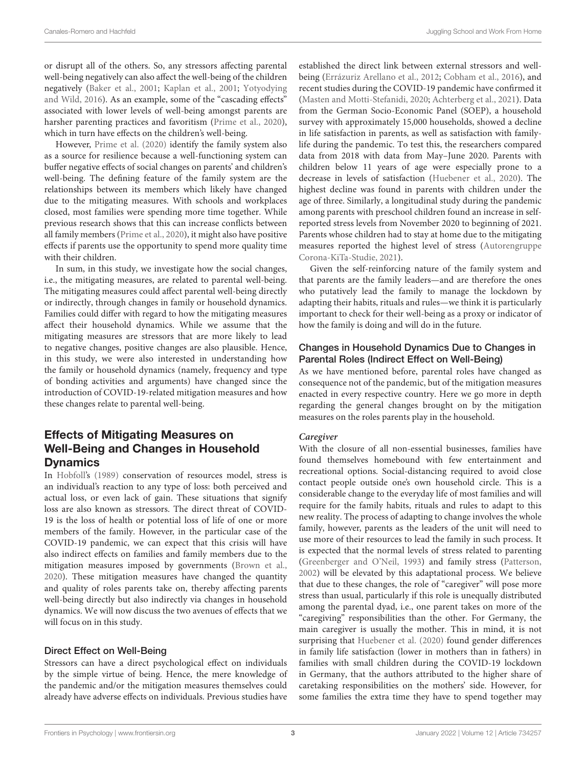or disrupt all of the others. So, any stressors affecting parental well-being negatively can also affect the well-being of the children negatively (Baker et al., 2001; Kaplan et al., 2001; Yotyodying and Wild, 2016). As an example, some of the "cascading effects" associated with lower levels of well-being amongst parents are harsher parenting practices and favoritism (Prime et al., 2020), which in turn have effects on the children's well-being.

However, Prime et al. (2020) identify the family system also as a source for resilience because a well-functioning system can buffer negative effects of social changes on parents' and children's well-being. The defining feature of the family system are the relationships between its members which likely have changed due to the mitigating measures. With schools and workplaces closed, most families were spending more time together. While previous research shows that this can increase conflicts between all family members (Prime et al., 2020), it might also have positive effects if parents use the opportunity to spend more quality time with their children.

In sum, in this study, we investigate how the social changes, i.e., the mitigating measures, are related to parental well-being. The mitigating measures could affect parental well-being directly or indirectly, through changes in family or household dynamics. Families could differ with regard to how the mitigating measures affect their household dynamics. While we assume that the mitigating measures are stressors that are more likely to lead to negative changes, positive changes are also plausible. Hence, in this study, we were also interested in understanding how the family or household dynamics (namely, frequency and type of bonding activities and arguments) have changed since the introduction of COVID-19-related mitigation measures and how these changes relate to parental well-being.

## Effects of Mitigating Measures on Well-Being and Changes in Household Dynamics

In Hobfoll's (1989) conservation of resources model, stress is an individual's reaction to any type of loss: both perceived and actual loss, or even lack of gain. These situations that signify loss are also known as stressors. The direct threat of COVID-19 is the loss of health or potential loss of life of one or more members of the family. However, in the particular case of the COVID-19 pandemic, we can expect that this crisis will have also indirect effects on families and family members due to the mitigation measures imposed by governments (Brown et al., 2020). These mitigation measures have changed the quantity and quality of roles parents take on, thereby affecting parents well-being directly but also indirectly via changes in household dynamics. We will now discuss the two avenues of effects that we will focus on in this study.

### Direct Effect on Well-Being

Stressors can have a direct psychological effect on individuals by the simple virtue of being. Hence, the mere knowledge of the pandemic and/or the mitigation measures themselves could already have adverse effects on individuals. Previous studies have established the direct link between external stressors and well-being (Errázuriz Arellano et al., 2012; Cobham et al., 2016), and recent studies during the COVID-19 pandemic have confirmed it (Masten and Motti-Stefanidi, 2020; Achterberg et al., 2021). Data from the German Socio-Economic Panel (SOEP), a household survey with approximately 15,000 households, showed a decline in life satisfaction in parents, as well as satisfaction with family-life during the pandemic. To test this, the researchers compared data from 2018 with data from May–June 2020. Parents with children below 11 years of age were especially prone to a decrease in levels of satisfaction (Huebener et al., 2020). The highest decline was found in parents with children under the age of three. Similarly, a longitudinal study during the pandemic among parents with preschool children found an increase in self-reported stress levels from November 2020 to beginning of 2021. Parents whose children had to stay at home due to the mitigating measures reported the highest level of stress (Autorengruppe Corona-KiTa-Studie, 2021).

Given the self-reinforcing nature of the family system and that parents are the family leaders—and are therefore the ones who putatively lead the family to manage the lockdown by adapting their habits, rituals and rules—we think it is particularly important to check for their well-being as a proxy or indicator of how the family is doing and will do in the future.

### Changes in Household Dynamics Due to Changes in Parental Roles (Indirect Effect on Well-Being)

As we have mentioned before, parental roles have changed as consequence not of the pandemic, but of the mitigation measures enacted in every respective country. Here we go more in depth regarding the general changes brought on by the mitigation measures on the roles parents play in the household.

#### *Caregiver*

With the closure of all non-essential businesses, families have found themselves homebound with few entertainment and recreational options. Social-distancing required to avoid close contact people outside one's own household circle. This is a considerable change to the everyday life of most families and will require for the family habits, rituals and rules to adapt to this new reality. The process of adapting to change involves the whole family, however, parents as the leaders of the unit will need to use more of their resources to lead the family in such process. It is expected that the normal levels of stress related to parenting (Greenberger and O'Neil, 1993) and family stress (Patterson, 2002) will be elevated by this adaptational process. We believe that due to these changes, the role of "caregiver" will pose more stress than usual, particularly if this role is unequally distributed among the parental dyad, i.e., one parent takes on more of the "caregiving" responsibilities than the other. For Germany, the main caregiver is usually the mother. This in mind, it is not surprising that Huebener et al. (2020) found gender differences in family life satisfaction (lower in mothers than in fathers) in families with small children during the COVID-19 lockdown in Germany, that the authors attributed to the higher share of caretaking responsibilities on the mothers' side. However, for some families the extra time they have to spend together may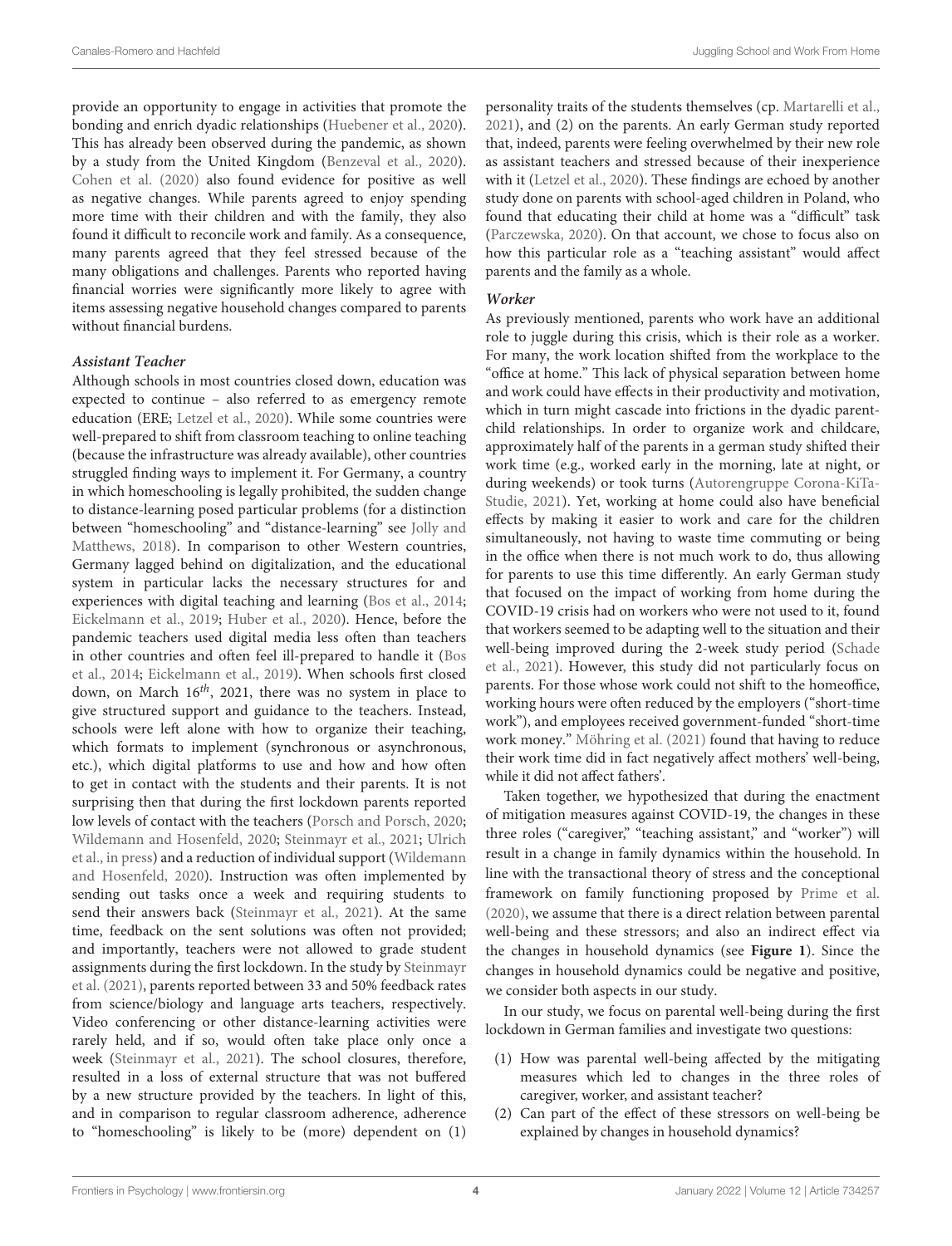provide an opportunity to engage in activities that promote the bonding and enrich dyadic relationships (Huebener et al., 2020). This has already been observed during the pandemic, as shown by a study from the United Kingdom (Benzeval et al., 2020). Cohen et al. (2020) also found evidence for positive as well as negative changes. While parents agreed to enjoy spending more time with their children and with the family, they also found it difficult to reconcile work and family. As a consequence, many parents agreed that they feel stressed because of the many obligations and challenges. Parents who reported having financial worries were significantly more likely to agree with items assessing negative household changes compared to parents without financial burdens.

#### Assistant Teacher

Although schools in most countries closed down, education was expected to continue – also referred to as emergency remote education (ERE; Letzel et al., 2020). While some countries were well-prepared to shift from classroom teaching to online teaching (because the infrastructure was already available), other countries struggled finding ways to implement it. For Germany, a country in which homeschooling is legally prohibited, the sudden change to distance-learning posed particular problems (for a distinction between "homeschooling" and "distance-learning" see Jolly and Matthews, 2018). In comparison to other Western countries, Germany lagged behind on digitalization, and the educational system in particular lacks the necessary structures for and experiences with digital teaching and learning (Bos et al., 2014; Eickelmann et al., 2019; Huber et al., 2020). Hence, before the pandemic teachers used digital media less often than teachers in other countries and often feel ill-prepared to handle it (Bos et al., 2014; Eickelmann et al., 2019). When schools first closed down, on March 16th, 2021, there was no system in place to give structured support and guidance to the teachers. Instead, schools were left alone with how to organize their teaching, which formats to implement (synchronous or asynchronous, etc.), which digital platforms to use and how and how often to get in contact with the students and their parents. It is not surprising then that during the first lockdown parents reported low levels of contact with the teachers (Porsch and Porsch, 2020; Wildemann and Hosenfeld, 2020; Steinmayr et al., 2021; Ulrich et al., in press) and a reduction of individual support (Wildemann and Hosenfeld, 2020). Instruction was often implemented by sending out tasks once a week and requiring students to send their answers back (Steinmayr et al., 2021). At the same time, feedback on the sent solutions was often not provided; and importantly, teachers were not allowed to grade student assignments during the first lockdown. In the study by Steinmayr et al. (2021), parents reported between 33 and 50% feedback rates from science/biology and language arts teachers, respectively. Video conferencing or other distance-learning activities were rarely held, and if so, would often take place only once a week (Steinmayr et al., 2021). The school closures, therefore, resulted in a loss of external structure that was not buffered by a new structure provided by the teachers. In light of this, and in comparison to regular classroom adherence, adherence to "homeschooling" is likely to be (more) dependent on (1) personality traits of the students themselves (cp. Martarelli et al., 2021), and (2) on the parents. An early German study reported that, indeed, parents were feeling overwhelmed by their new role as assistant teachers and stressed because of their inexperience with it (Letzel et al., 2020). These findings are echoed by another study done on parents with school-aged children in Poland, who found that educating their child at home was a "difficult" task (Parczewska, 2020). On that account, we chose to focus also on how this particular role as a "teaching assistant" would affect parents and the family as a whole.

#### Worker

As previously mentioned, parents who work have an additional role to juggle during this crisis, which is their role as a worker. For many, the work location shifted from the workplace to the "office at home." This lack of physical separation between home and work could have effects in their productivity and motivation, which in turn might cascade into frictions in the dyadic parent-child relationships. In order to organize work and childcare, approximately half of the parents in a german study shifted their work time (e.g., worked early in the morning, late at night, or during weekends) or took turns (Autorengruppe Corona-KiTa-Studie, 2021). Yet, working at home could also have beneficial effects by making it easier to work and care for the children simultaneously, not having to waste time commuting or being in the office when there is not much work to do, thus allowing for parents to use this time differently. An early German study that focused on the impact of working from home during the COVID-19 crisis had on workers who were not used to it, found that workers seemed to be adapting well to the situation and their well-being improved during the 2-week study period (Schade et al., 2021). However, this study did not particularly focus on parents. For those whose work could not shift to the homeoffice, working hours were often reduced by the employers ("short-time work"), and employees received government-funded "short-time work money." Möhring et al. (2021) found that having to reduce their work time did in fact negatively affect mothers' well-being, while it did not affect fathers'.

Taken together, we hypothesized that during the enactment of mitigation measures against COVID-19, the changes in these three roles ("caregiver," "teaching assistant," and "worker") will result in a change in family dynamics within the household. In line with the transactional theory of stress and the conceptional framework on family functioning proposed by Prime et al. (2020), we assume that there is a direct relation between parental well-being and these stressors; and also an indirect effect via the changes in household dynamics (see **Figure 1**). Since the changes in household dynamics could be negative and positive, we consider both aspects in our study.

In our study, we focus on parental well-being during the first lockdown in German families and investigate two questions:

(1) How was parental well-being affected by the mitigating measures which led to changes in the three roles of caregiver, worker, and assistant teacher?
(2) Can part of the effect of these stressors on well-being be explained by changes in household dynamics?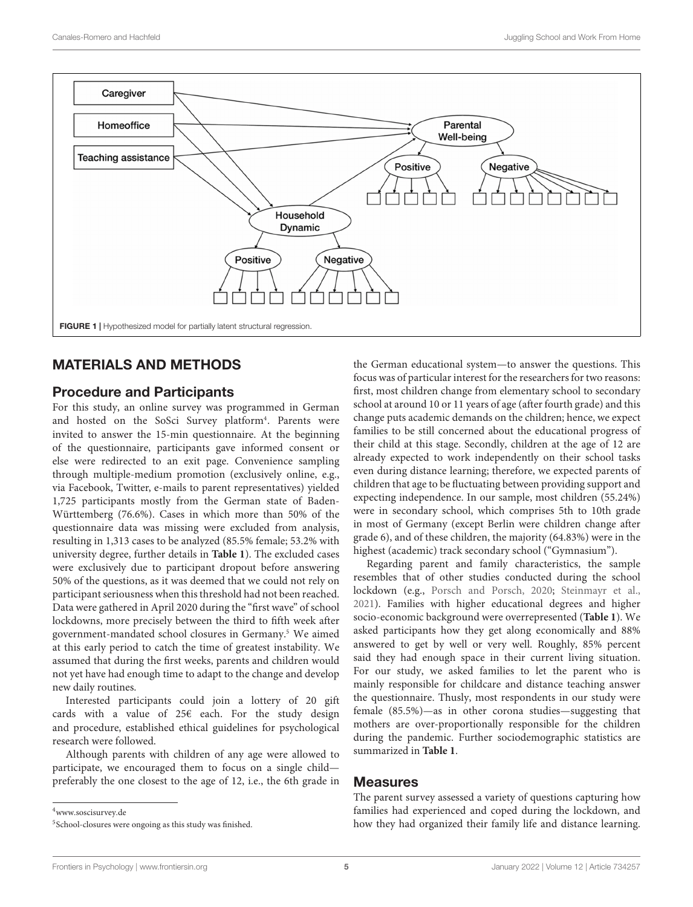FIGURE 1 | Hypothesized model for partially latent structural regression.

## MATERIALS AND METHODS

### Procedure and Participants

For this study, an online survey was programmed in German and hosted on the SoSci Survey platform[4]. Parents were invited to answer the 15-min questionnaire. At the beginning of the questionnaire, participants gave informed consent or else were redirected to an exit page. Convenience sampling through multiple-medium promotion (exclusively online, e.g., via Facebook, Twitter, e-mails to parent representatives) yielded 1,725 participants mostly from the German state of Baden-Württemberg (76.6%). Cases in which more than 50% of the questionnaire data was missing were excluded from analysis, resulting in 1,313 cases to be analyzed (85.5% female; 53.2% with university degree, further details in **Table 1**). The excluded cases were exclusively due to participant dropout before answering 50% of the questions, as it was deemed that we could not rely on participant seriousness when this threshold had not been reached. Data were gathered in April 2020 during the "first wave" of school lockdowns, more precisely between the third to fifth week after government-mandated school closures in Germany.[5] We aimed at this early period to catch the time of greatest instability. We assumed that during the first weeks, parents and children would not yet have had enough time to adapt to the change and develop new daily routines.

Interested participants could join a lottery of 20 gift cards with a value of 25€ each. For the study design and procedure, established ethical guidelines for psychological research were followed.

Although parents with children of any age were allowed to participate, we encouraged them to focus on a single child—preferably the one closest to the age of 12, i.e., the 6th grade in the German educational system—to answer the questions. This focus was of particular interest for the researchers for two reasons: first, most children change from elementary school to secondary school at around 10 or 11 years of age (after fourth grade) and this change puts academic demands on the children; hence, we expect families to be still concerned about the educational progress of their child at this stage. Secondly, children at the age of 12 are already expected to work independently on their school tasks even during distance learning; therefore, we expected parents of children that age to be fluctuating between providing support and expecting independence. In our sample, most children (55.24%) were in secondary school, which comprises 5th to 10th grade in most of Germany (except Berlin were children change after grade 6), and of these children, the majority (64.83%) were in the highest (academic) track secondary school ("Gymnasium").

Regarding parent and family characteristics, the sample resembles that of other studies conducted during the school lockdown (e.g., Porsch and Porsch, 2020; Steinmayr et al., 2021). Families with higher educational degrees and higher socio-economic background were overrepresented (**Table 1**). We asked participants how they get along economically and 88% answered to get by well or very well. Roughly, 85% percent said they had enough space in their current living situation. For our study, we asked families to let the parent who is mainly responsible for childcare and distance teaching answer the questionnaire. Thusly, most respondents in our study were female (85.5%)—as in other corona studies—suggesting that mothers are over-proportionally responsible for the children during the pandemic. Further sociodemographic statistics are summarized in **Table 1**.

### Measures

The parent survey assessed a variety of questions capturing how families had experienced and coped during the lockdown, and how they had organized their family life and distance learning.

[4] www.soscisurvey.de

[5] School-closures were ongoing as this study was finished.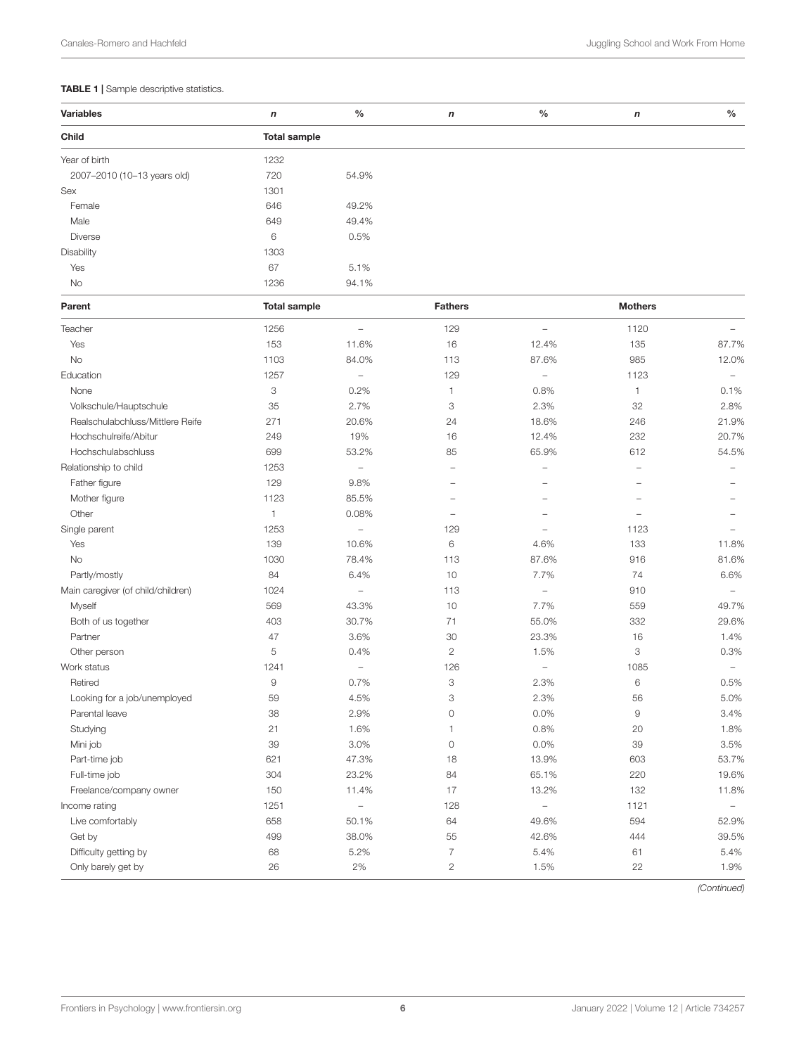**TABLE 1 |** Sample descriptive statistics.

| Variables | *n* | % | *n* | % | *n* | % |
|---|---|---|---|---|---|---|
| **Child** | **Total sample** | | | | | |
| Year of birth | 1232 | | | | | |
| 2007–2010 (10–13 years old) | 720 | 54.9% | | | | |
| Sex | 1301 | | | | | |
| Female | 646 | 49.2% | | | | |
| Male | 649 | 49.4% | | | | |
| Diverse | 6 | 0.5% | | | | |
| Disability | 1303 | | | | | |
| Yes | 67 | 5.1% | | | | |
| No | 1236 | 94.1% | | | | |
| **Parent** | **Total sample** | | **Fathers** | | **Mothers** | |
| Teacher | 1256 | – | 129 | – | 1120 | – |
| Yes | 153 | 11.6% | 16 | 12.4% | 135 | 87.7% |
| No | 1103 | 84.0% | 113 | 87.6% | 985 | 12.0% |
| Education | 1257 | – | 129 | – | 1123 | – |
| None | 3 | 0.2% | 1 | 0.8% | 1 | 0.1% |
| Volkschule/Hauptschule | 35 | 2.7% | 3 | 2.3% | 32 | 2.8% |
| Realschulabchluss/Mittlere Reife | 271 | 20.6% | 24 | 18.6% | 246 | 21.9% |
| Hochschulreife/Abitur | 249 | 19% | 16 | 12.4% | 232 | 20.7% |
| Hochschulabschluss | 699 | 53.2% | 85 | 65.9% | 612 | 54.5% |
| Relationship to child | 1253 | – | – | – | – | – |
| Father figure | 129 | 9.8% | – | – | – | – |
| Mother figure | 1123 | 85.5% | – | – | – | – |
| Other | 1 | 0.08% | – | – | – | – |
| Single parent | 1253 | – | 129 | – | 1123 | – |
| Yes | 139 | 10.6% | 6 | 4.6% | 133 | 11.8% |
| No | 1030 | 78.4% | 113 | 87.6% | 916 | 81.6% |
| Partly/mostly | 84 | 6.4% | 10 | 7.7% | 74 | 6.6% |
| Main caregiver (of child/children) | 1024 | – | 113 | – | 910 | – |
| Myself | 569 | 43.3% | 10 | 7.7% | 559 | 49.7% |
| Both of us together | 403 | 30.7% | 71 | 55.0% | 332 | 29.6% |
| Partner | 47 | 3.6% | 30 | 23.3% | 16 | 1.4% |
| Other person | 5 | 0.4% | 2 | 1.5% | 3 | 0.3% |
| Work status | 1241 | – | 126 | – | 1085 | – |
| Retired | 9 | 0.7% | 3 | 2.3% | 6 | 0.5% |
| Looking for a job/unemployed | 59 | 4.5% | 3 | 2.3% | 56 | 5.0% |
| Parental leave | 38 | 2.9% | 0 | 0.0% | 9 | 3.4% |
| Studying | 21 | 1.6% | 1 | 0.8% | 20 | 1.8% |
| Mini job | 39 | 3.0% | 0 | 0.0% | 39 | 3.5% |
| Part-time job | 621 | 47.3% | 18 | 13.9% | 603 | 53.7% |
| Full-time job | 304 | 23.2% | 84 | 65.1% | 220 | 19.6% |
| Freelance/company owner | 150 | 11.4% | 17 | 13.2% | 132 | 11.8% |
| Income rating | 1251 | – | 128 | – | 1121 | – |
| Live comfortably | 658 | 50.1% | 64 | 49.6% | 594 | 52.9% |
| Get by | 499 | 38.0% | 55 | 42.6% | 444 | 39.5% |
| Difficulty getting by | 68 | 5.2% | 7 | 5.4% | 61 | 5.4% |
| Only barely get by | 26 | 2% | 2 | 1.5% | 22 | 1.9% |

*(Continued)*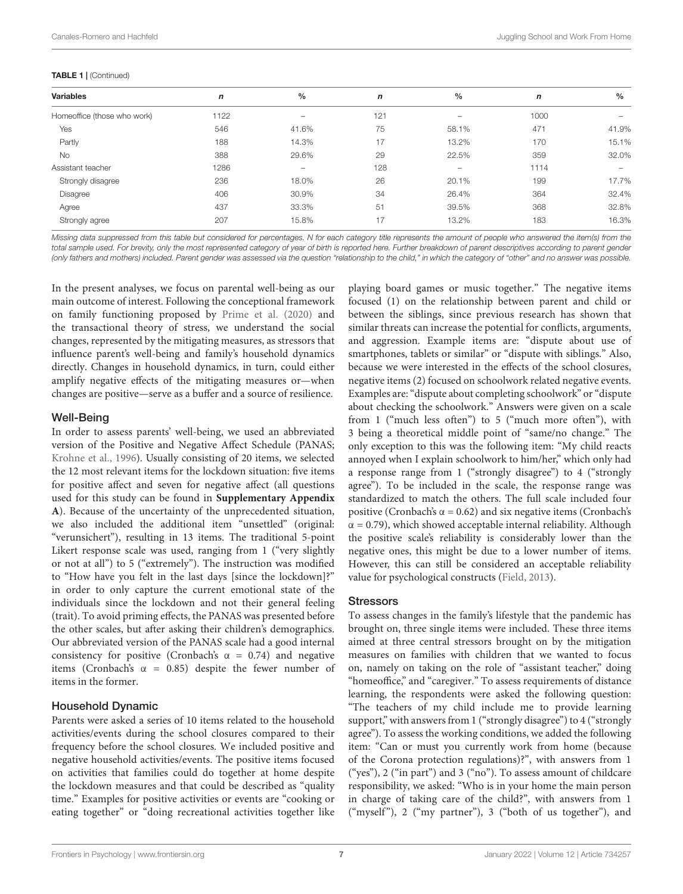**TABLE 1 |** (Continued)

| Variables | *n* | % | *n* | % | *n* | % |
|---|---|---|---|---|---|---|
| Homeoffice (those who work) | 1122 | – | 121 | – | 1000 | – |
| Yes | 546 | 41.6% | 75 | 58.1% | 471 | 41.9% |
| Partly | 188 | 14.3% | 17 | 13.2% | 170 | 15.1% |
| No | 388 | 29.6% | 29 | 22.5% | 359 | 32.0% |
| Assistant teacher | 1286 | – | 128 | – | 1114 | – |
| Strongly disagree | 236 | 18.0% | 26 | 20.1% | 199 | 17.7% |
| Disagree | 406 | 30.9% | 34 | 26.4% | 364 | 32.4% |
| Agree | 437 | 33.3% | 51 | 39.5% | 368 | 32.8% |
| Strongly agree | 207 | 15.8% | 17 | 13.2% | 183 | 16.3% |

*Missing data suppressed from this table but considered for percentages. N for each category title represents the amount of people who answered the item(s) from the total sample used. For brevity, only the most represented category of year of birth is reported here. Further breakdown of parent descriptives according to parent gender (only fathers and mothers) included. Parent gender was assessed via the question "relationship to the child," in which the category of "other" and no answer was possible.*

In the present analyses, we focus on parental well-being as our main outcome of interest. Following the conceptional framework on family functioning proposed by Prime et al. (2020) and the transactional theory of stress, we understand the social changes, represented by the mitigating measures, as stressors that influence parent's well-being and family's household dynamics directly. Changes in household dynamics, in turn, could either amplify negative effects of the mitigating measures or—when changes are positive—serve as a buffer and a source of resilience.

### Well-Being

In order to assess parents' well-being, we used an abbreviated version of the Positive and Negative Affect Schedule (PANAS; Krohne et al., 1996). Usually consisting of 20 items, we selected the 12 most relevant items for the lockdown situation: five items for positive affect and seven for negative affect (all questions used for this study can be found in **Supplementary Appendix A**). Because of the uncertainty of the unprecedented situation, we also included the additional item "unsettled" (original: "verunsichert"), resulting in 13 items. The traditional 5-point Likert response scale was used, ranging from 1 ("very slightly or not at all") to 5 ("extremely"). The instruction was modified to "How have you felt in the last days [since the lockdown]?" in order to only capture the current emotional state of the individuals since the lockdown and not their general feeling (trait). To avoid priming effects, the PANAS was presented before the other scales, but after asking their children's demographics. Our abbreviated version of the PANAS scale had a good internal consistency for positive (Cronbach's $\alpha$ = 0.74) and negative items (Cronbach's $\alpha$ = 0.85) despite the fewer number of items in the former.

### Household Dynamic

Parents were asked a series of 10 items related to the household activities/events during the school closures compared to their frequency before the school closures. We included positive and negative household activities/events. The positive items focused on activities that families could do together at home despite the lockdown measures and that could be described as "quality time." Examples for positive activities or events are "cooking or eating together" or "doing recreational activities together like playing board games or music together." The negative items focused (1) on the relationship between parent and child or between the siblings, since previous research has shown that similar threats can increase the potential for conflicts, arguments, and aggression. Example items are: "dispute about use of smartphones, tablets or similar" or "dispute with siblings." Also, because we were interested in the effects of the school closures, negative items (2) focused on schoolwork related negative events. Examples are: "dispute about completing schoolwork" or "dispute about checking the schoolwork." Answers were given on a scale from 1 ("much less often") to 5 ("much more often"), with 3 being a theoretical middle point of "same/no change." The only exception to this was the following item: "My child reacts annoyed when I explain schoolwork to him/her," which only had a response range from 1 ("strongly disagree") to 4 ("strongly agree"). To be included in the scale, the response range was standardized to match the others. The full scale included four positive (Cronbach's $\alpha$ = 0.62) and six negative items (Cronbach's $\alpha$ = 0.79), which showed acceptable internal reliability. Although the positive scale's reliability is considerably lower than the negative ones, this might be due to a lower number of items. However, this can still be considered an acceptable reliability value for psychological constructs (Field, 2013).

### Stressors

To assess changes in the family's lifestyle that the pandemic has brought on, three single items were included. These three items aimed at three central stressors brought on by the mitigation measures on families with children that we wanted to focus on, namely on taking on the role of "assistant teacher," doing "homeoffice," and "caregiver." To assess requirements of distance learning, the respondents were asked the following question: "The teachers of my child include me to provide learning support," with answers from 1 ("strongly disagree") to 4 ("strongly agree"). To assess the working conditions, we added the following item: "Can or must you currently work from home (because of the Corona protection regulations)?", with answers from 1 ("yes"), 2 ("in part") and 3 ("no"). To assess amount of childcare responsibility, we asked: "Who is in your home the main person in charge of taking care of the child?", with answers from 1 ("myself"), 2 ("my partner"), 3 ("both of us together"), and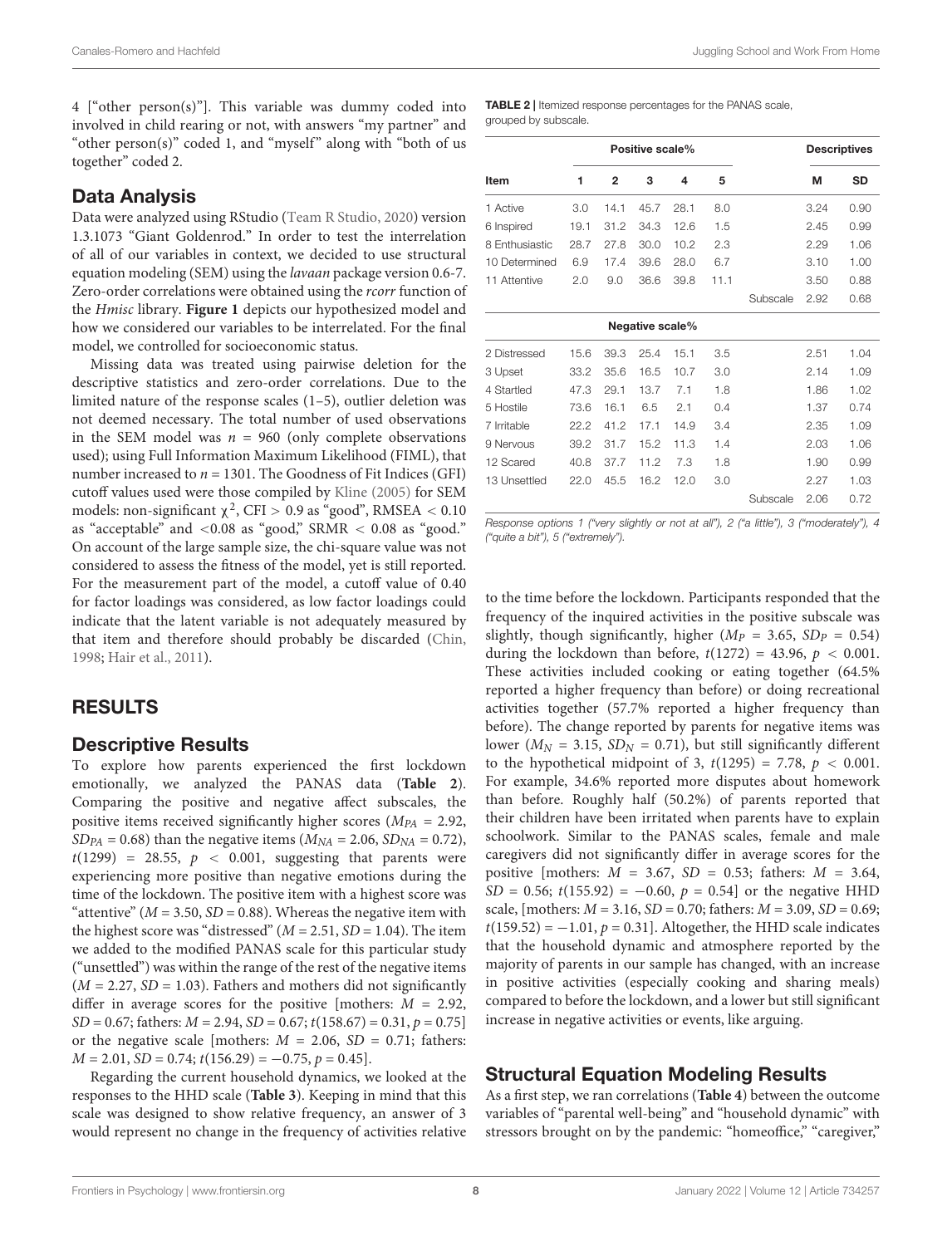4 ["other person(s)"]. This variable was dummy coded into involved in child rearing or not, with answers "my partner" and "other person(s)" coded 1, and "myself" along with "both of us together" coded 2.

## Data Analysis

Data were analyzed using RStudio (Team R Studio, 2020) version 1.3.1073 "Giant Goldenrod." In order to test the interrelation of all of our variables in context, we decided to use structural equation modeling (SEM) using the *lavaan* package version 0.6-7. Zero-order correlations were obtained using the *rcorr* function of the *Hmisc* library. **Figure 1** depicts our hypothesized model and how we considered our variables to be interrelated. For the final model, we controlled for socioeconomic status.

Missing data was treated using pairwise deletion for the descriptive statistics and zero-order correlations. Due to the limited nature of the response scales (1–5), outlier deletion was not deemed necessary. The total number of used observations in the SEM model was $n = 960$ (only complete observations used); using Full Information Maximum Likelihood (FIML), that number increased to $n = 1301$. The Goodness of Fit Indices (GFI) cutoff values used were those compiled by Kline (2005) for SEM models: non-significant $\chi^2$, CFI > 0.9 as "good", RMSEA < 0.10 as "acceptable" and <0.08 as "good," SRMR < 0.08 as "good." On account of the large sample size, the chi-square value was not considered to assess the fitness of the model, yet is still reported. For the measurement part of the model, a cutoff value of 0.40 for factor loadings was considered, as low factor loadings could indicate that the latent variable is not adequately measured by that item and therefore should probably be discarded (Chin, 1998; Hair et al., 2011).

# RESULTS

## Descriptive Results

To explore how parents experienced the first lockdown emotionally, we analyzed the PANAS data (**Table 2**). Comparing the positive and negative affect subscales, the positive items received significantly higher scores ($M_{PA} = 2.92$, $SD_{PA} = 0.68$) than the negative items ($M_{NA} = 2.06$, $SD_{NA} = 0.72$), $t(1299) = 28.55$, $p < 0.001$, suggesting that parents were experiencing more positive than negative emotions during the time of the lockdown. The positive item with a highest score was "attentive" ($M = 3.50$, $SD = 0.88$). Whereas the negative item with the highest score was "distressed" ($M = 2.51$, $SD = 1.04$). The item we added to the modified PANAS scale for this particular study ("unsettled") was within the range of the rest of the negative items ($M = 2.27$, $SD = 1.03$). Fathers and mothers did not significantly differ in average scores for the positive [mothers: $M = 2.92$, $SD = 0.67$; fathers: $M = 2.94$, $SD = 0.67$; $t(158.67) = 0.31$, $p = 0.75$] or the negative scale [mothers: $M = 2.06$, $SD = 0.71$; fathers: $M = 2.01$, $SD = 0.74$; $t(156.29) = -0.75$, $p = 0.45$].

Regarding the current household dynamics, we looked at the responses to the HHD scale (**Table 3**). Keeping in mind that this scale was designed to show relative frequency, an answer of 3 would represent no change in the frequency of activities relative to the time before the lockdown. Participants responded that the frequency of the inquired activities in the positive subscale was slightly, though significantly, higher ($M_P = 3.65$, $SD_P = 0.54$) during the lockdown than before, $t(1272) = 43.96$, $p < 0.001$. These activities included cooking or eating together (64.5% reported a higher frequency than before) or doing recreational activities together (57.7% reported a higher frequency than before). The change reported by parents for negative items was lower ($M_N = 3.15$, $SD_N = 0.71$), but still significantly different to the hypothetical midpoint of 3, $t(1295) = 7.78$, $p < 0.001$. For example, 34.6% reported more disputes about homework than before. Roughly half (50.2%) of parents reported that their children have been irritated when parents have to explain schoolwork. Similar to the PANAS scales, female and male caregivers did not significantly differ in average scores for the positive [mothers: $M = 3.67$, $SD = 0.53$; fathers: $M = 3.64$, $SD = 0.56$; $t(155.92) = -0.60$, $p = 0.54$] or the negative HHD scale, [mothers: $M = 3.16$, $SD = 0.70$; fathers: $M = 3.09$, $SD = 0.69$; $t(159.52) = -1.01$, $p = 0.31$]. Altogether, the HHD scale indicates that the household dynamic and atmosphere reported by the majority of parents in our sample has changed, with an increase in positive activities (especially cooking and sharing meals) compared to before the lockdown, and a lower but still significant increase in negative activities or events, like arguing.

**TABLE 2 |** Itemized response percentages for the PANAS scale, grouped by subscale.

| Item | Positive scale% | | | | | | Descriptives | |
|---|---|---|---|---|---|---|---|---|
| | 1 | 2 | 3 | 4 | 5 | | M | SD |
| 1 Active | 3.0 | 14.1 | 45.7 | 28.1 | 8.0 | | 3.24 | 0.90 |
| 6 Inspired | 19.1 | 31.2 | 34.3 | 12.6 | 1.5 | | 2.45 | 0.99 |
| 8 Enthusiastic | 28.7 | 27.8 | 30.0 | 10.2 | 2.3 | | 2.29 | 1.06 |
| 10 Determined | 6.9 | 17.4 | 39.6 | 28.0 | 6.7 | | 3.10 | 1.00 |
| 11 Attentive | 2.0 | 9.0 | 36.6 | 39.8 | 11.1 | | 3.50 | 0.88 |
| | | | | | | Subscale | 2.92 | 0.68 |
| | Negative scale% | | | | | | | |
| 2 Distressed | 15.6 | 39.3 | 25.4 | 15.1 | 3.5 | | 2.51 | 1.04 |
| 3 Upset | 33.2 | 35.6 | 16.5 | 10.7 | 3.0 | | 2.14 | 1.09 |
| 4 Startled | 47.3 | 29.1 | 13.7 | 7.1 | 1.8 | | 1.86 | 1.02 |
| 5 Hostile | 73.6 | 16.1 | 6.5 | 2.1 | 0.4 | | 1.37 | 0.74 |
| 7 Irritable | 22.2 | 41.2 | 17.1 | 14.9 | 3.4 | | 2.35 | 1.09 |
| 9 Nervous | 39.2 | 31.7 | 15.2 | 11.3 | 1.4 | | 2.03 | 1.06 |
| 12 Scared | 40.8 | 37.7 | 11.2 | 7.3 | 1.8 | | 1.90 | 0.99 |
| 13 Unsettled | 22.0 | 45.5 | 16.2 | 12.0 | 3.0 | | 2.27 | 1.03 |
| | | | | | | Subscale | 2.06 | 0.72 |

*Response options 1 ("very slightly or not at all"), 2 ("a little"), 3 ("moderately"), 4 ("quite a bit"), 5 ("extremely").*

## Structural Equation Modeling Results

As a first step, we ran correlations (**Table 4**) between the outcome variables of "parental well-being" and "household dynamic" with stressors brought on by the pandemic: "homeoffice," "caregiver,"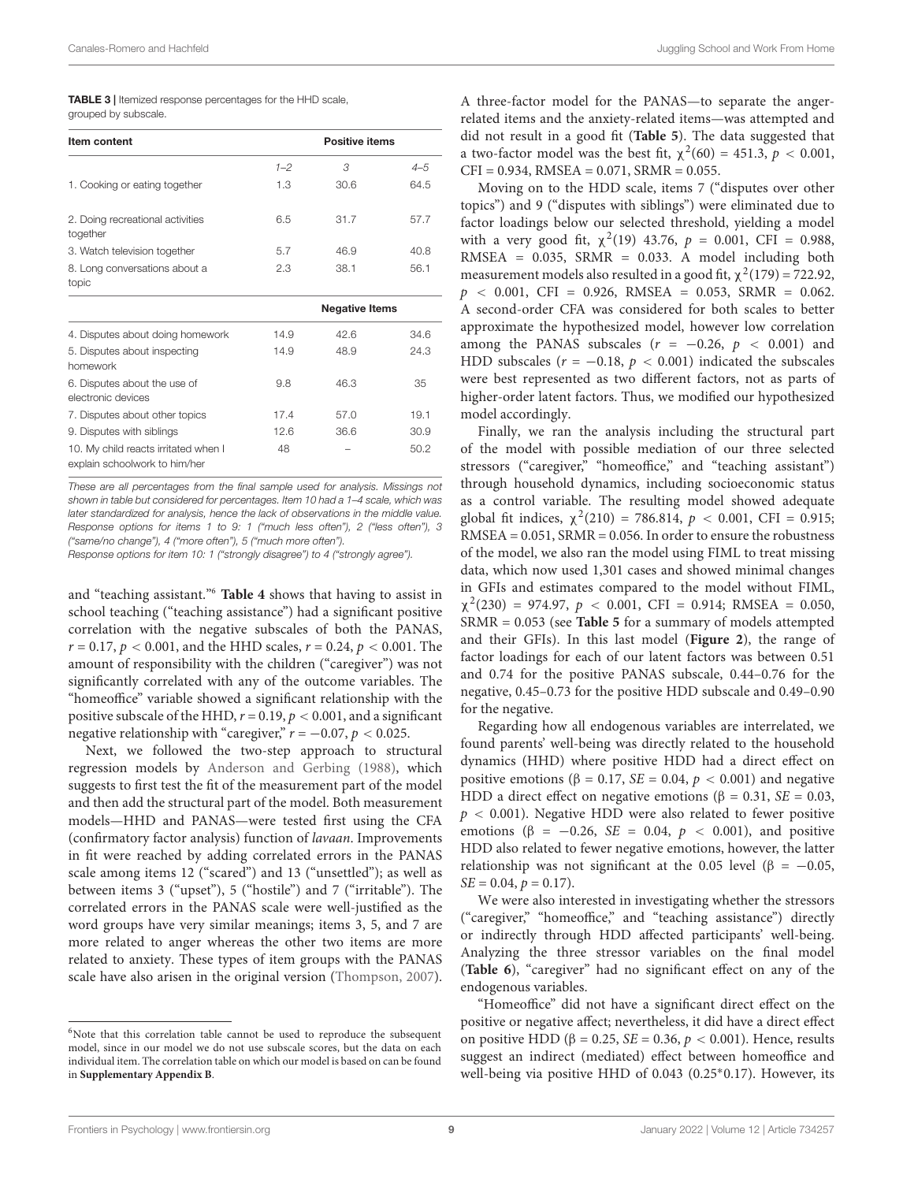**TABLE 3 |** Itemized response percentages for the HHD scale, grouped by subscale.

| Item content | Positive items | | |
|---|---|---|---|
| | *1–2* | *3* | *4–5* |
| 1. Cooking or eating together | 1.3 | 30.6 | 64.5 |
| 2. Doing recreational activities together | 6.5 | 31.7 | 57.7 |
| 3. Watch television together | 5.7 | 46.9 | 40.8 |
| 8. Long conversations about a topic | 2.3 | 38.1 | 56.1 |
| | **Negative Items** | | |
| 4. Disputes about doing homework | 14.9 | 42.6 | 34.6 |
| 5. Disputes about inspecting homework | 14.9 | 48.9 | 24.3 |
| 6. Disputes about the use of electronic devices | 9.8 | 46.3 | 35 |
| 7. Disputes about other topics | 17.4 | 57.0 | 19.1 |
| 9. Disputes with siblings | 12.6 | 36.6 | 30.9 |
| 10. My child reacts irritated when I explain schoolwork to him/her | 48 | – | 50.2 |

*These are all percentages from the final sample used for analysis. Missings not shown in table but considered for percentages. Item 10 had a 1–4 scale, which was later standardized for analysis, hence the lack of observations in the middle value. Response options for items 1 to 9: 1 ("much less often"), 2 ("less often"), 3 ("same/no change"), 4 ("more often"), 5 ("much more often").*
*Response options for item 10: 1 ("strongly disagree") to 4 ("strongly agree").*

and "teaching assistant."[6] **Table 4** shows that having to assist in school teaching ("teaching assistance") had a significant positive correlation with the negative subscales of both the PANAS, $r = 0.17$, $p < 0.001$, and the HHD scales, $r = 0.24$, $p < 0.001$. The amount of responsibility with the children ("caregiver") was not significantly correlated with any of the outcome variables. The "homeoffice" variable showed a significant relationship with the positive subscale of the HHD, $r = 0.19$, $p < 0.001$, and a significant negative relationship with "caregiver," $r = -0.07$, $p < 0.025$.

Next, we followed the two-step approach to structural regression models by Anderson and Gerbing (1988), which suggests to first test the fit of the measurement part of the model and then add the structural part of the model. Both measurement models—HHD and PANAS—were tested first using the CFA (confirmatory factor analysis) function of *lavaan*. Improvements in fit were reached by adding correlated errors in the PANAS scale among items 12 ("scared") and 13 ("unsettled"); as well as between items 3 ("upset"), 5 ("hostile") and 7 ("irritable"). The correlated errors in the PANAS scale were well-justified as the word groups have very similar meanings; items 3, 5, and 7 are more related to anger whereas the other two items are more related to anxiety. These types of item groups with the PANAS scale have also arisen in the original version (Thompson, 2007). A three-factor model for the PANAS—to separate the anger-related items and the anxiety-related items—was attempted and did not result in a good fit (**Table 5**). The data suggested that a two-factor model was the best fit, $\chi^2(60) = 451.3$, $p < 0.001$, CFI = 0.934, RMSEA = 0.071, SRMR = 0.055.

Moving on to the HDD scale, items 7 ("disputes over other topics") and 9 ("disputes with siblings") were eliminated due to factor loadings below our selected threshold, yielding a model with a very good fit, $\chi^2(19)$ 43.76, $p = 0.001$, CFI = 0.988, RMSEA = 0.035, SRMR = 0.033. A model including both measurement models also resulted in a good fit, $\chi^2(179) = 722.92$, $p < 0.001$, CFI = 0.926, RMSEA = 0.053, SRMR = 0.062. A second-order CFA was considered for both scales to better approximate the hypothesized model, however low correlation among the PANAS subscales ($r = -0.26$, $p < 0.001$) and HDD subscales ($r = -0.18$, $p < 0.001$) indicated the subscales were best represented as two different factors, not as parts of higher-order latent factors. Thus, we modified our hypothesized model accordingly.

Finally, we ran the analysis including the structural part of the model with possible mediation of our three selected stressors ("caregiver," "homeoffice," and "teaching assistant") through household dynamics, including socioeconomic status as a control variable. The resulting model showed adequate global fit indices, $\chi^2(210) = 786.814$, $p < 0.001$, CFI = 0.915; RMSEA = 0.051, SRMR = 0.056. In order to ensure the robustness of the model, we also ran the model using FIML to treat missing data, which now used 1,301 cases and showed minimal changes in GFIs and estimates compared to the model without FIML, $\chi^2(230) = 974.97$, $p < 0.001$, CFI = 0.914; RMSEA = 0.050, SRMR = 0.053 (see **Table 5** for a summary of models attempted and their GFIs). In this last model (**Figure 2**), the range of factor loadings for each of our latent factors was between 0.51 and 0.74 for the positive PANAS subscale, 0.44–0.76 for the negative, 0.45–0.73 for the positive HDD subscale and 0.49–0.90 for the negative.

Regarding how all endogenous variables are interrelated, we found parents' well-being was directly related to the household dynamics (HHD) where positive HDD had a direct effect on positive emotions ($\beta = 0.17$, $SE = 0.04$, $p < 0.001$) and negative HDD a direct effect on negative emotions ($\beta = 0.31$, $SE = 0.03$, $p < 0.001$). Negative HDD were also related to fewer positive emotions ($\beta = -0.26$, $SE = 0.04$, $p < 0.001$), and positive HDD also related to fewer negative emotions, however, the latter relationship was not significant at the 0.05 level ($\beta = -0.05$, $SE = 0.04$, $p = 0.17$).

We were also interested in investigating whether the stressors ("caregiver," "homeoffice," and "teaching assistance") directly or indirectly through HDD affected participants' well-being. Analyzing the three stressor variables on the final model (**Table 6**), "caregiver" had no significant effect on any of the endogenous variables.

"Homeoffice" did not have a significant direct effect on the positive or negative affect; nevertheless, it did have a direct effect on positive HDD ($\beta = 0.25$, $SE = 0.36$, $p < 0.001$). Hence, results suggest an indirect (mediated) effect between homeoffice and well-being via positive HHD of 0.043 (0.25*0.17). However, its

[6] Note that this correlation table cannot be used to reproduce the subsequent model, since in our model we do not use subscale scores, but the data on each individual item. The correlation table on which our model is based on can be found in **Supplementary Appendix B**.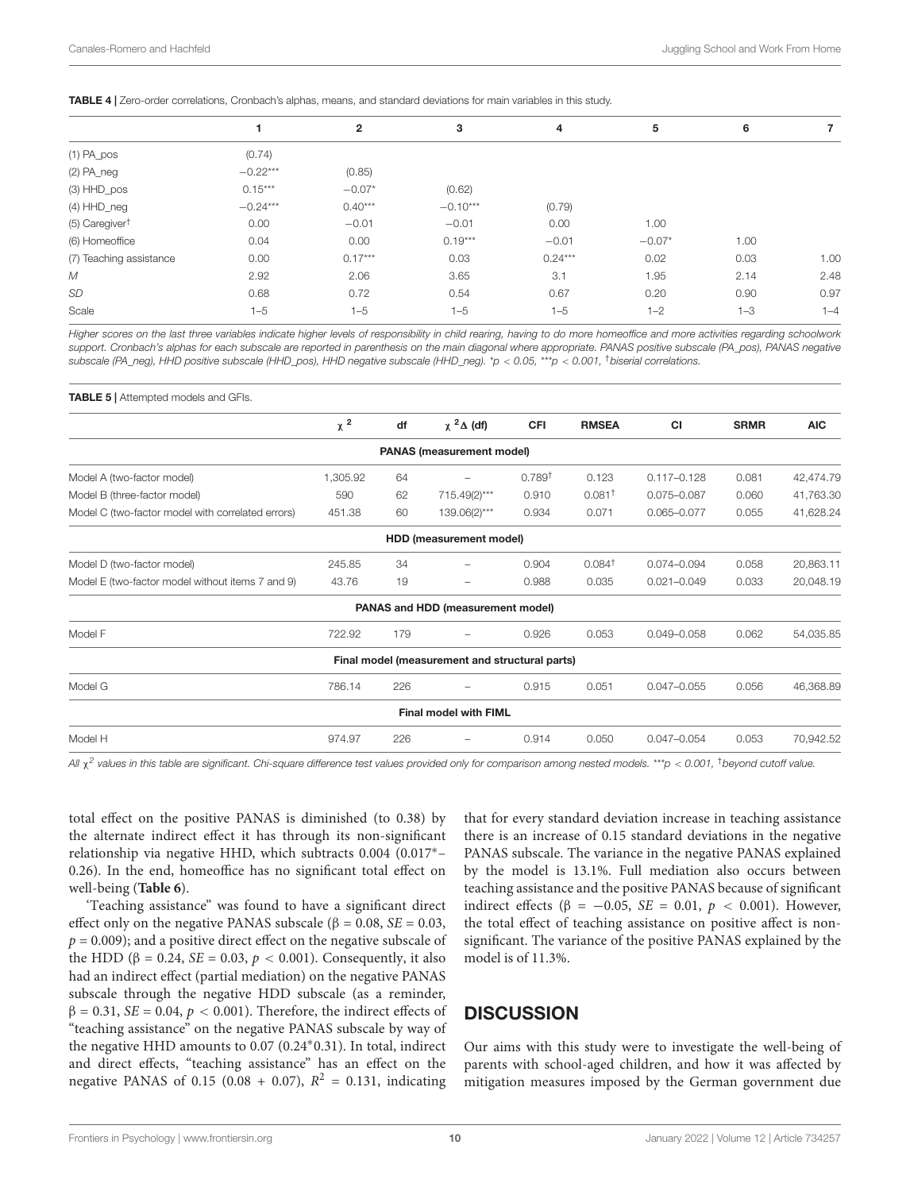**TABLE 4 |** Zero-order correlations, Cronbach's alphas, means, and standard deviations for main variables in this study.

| | 1 | 2 | 3 | 4 | 5 | 6 | 7 |
|---|---|---|---|---|---|---|---|
| (1) PA_pos | (0.74) | | | | | | |
| (2) PA_neg | −0.22*** | (0.85) | | | | | |
| (3) HHD_pos | 0.15*** | −0.07* | (0.62) | | | | |
| (4) HHD_neg | −0.24*** | 0.40*** | −0.10*** | (0.79) | | | |
| (5) Caregiver† | 0.00 | −0.01 | −0.01 | 0.00 | 1.00 | | |
| (6) Homeoffice | 0.04 | 0.00 | 0.19*** | −0.01 | −0.07* | 1.00 | |
| (7) Teaching assistance | 0.00 | 0.17*** | 0.03 | 0.24*** | 0.02 | 0.03 | 1.00 |
| *M* | 2.92 | 2.06 | 3.65 | 3.1 | 1.95 | 2.14 | 2.48 |
| *SD* | 0.68 | 0.72 | 0.54 | 0.67 | 0.20 | 0.90 | 0.97 |
| Scale | 1–5 | 1–5 | 1–5 | 1–5 | 1–2 | 1–3 | 1–4 |

*Higher scores on the last three variables indicate higher levels of responsibility in child rearing, having to do more homeoffice and more activities regarding schoolwork support. Cronbach's alphas for each subscale are reported in parenthesis on the main diagonal where appropriate. PANAS positive subscale (PA_pos), PANAS negative subscale (PA_neg), HHD positive subscale (HHD_pos), HHD negative subscale (HHD_neg). \*p < 0.05, \*\*\*p < 0.001, †biserial correlations.*

**TABLE 5 |** Attempted models and GFIs.

| | $\chi^2$ | df | $\chi^2\Delta$ (df) | CFI | RMSEA | CI | SRMR | AIC |
|---|---|---|---|---|---|---|---|---|
| **PANAS (measurement model)** | | | | | | | | |
| Model A (two-factor model) | 1,305.92 | 64 | – | 0.789† | 0.123 | 0.117–0.128 | 0.081 | 42,474.79 |
| Model B (three-factor model) | 590 | 62 | 715.49(2)*** | 0.910 | 0.081† | 0.075–0.087 | 0.060 | 41,763.30 |
| Model C (two-factor model with correlated errors) | 451.38 | 60 | 139.06(2)*** | 0.934 | 0.071 | 0.065–0.077 | 0.055 | 41,628.24 |
| **HDD (measurement model)** | | | | | | | | |
| Model D (two-factor model) | 245.85 | 34 | – | 0.904 | 0.084† | 0.074–0.094 | 0.058 | 20,863.11 |
| Model E (two-factor model without items 7 and 9) | 43.76 | 19 | – | 0.988 | 0.035 | 0.021–0.049 | 0.033 | 20,048.19 |
| **PANAS and HDD (measurement model)** | | | | | | | | |
| Model F | 722.92 | 179 | – | 0.926 | 0.053 | 0.049–0.058 | 0.062 | 54,035.85 |
| **Final model (measurement and structural parts)** | | | | | | | | |
| Model G | 786.14 | 226 | – | 0.915 | 0.051 | 0.047–0.055 | 0.056 | 46,368.89 |
| **Final model with FIML** | | | | | | | | |
| Model H | 974.97 | 226 | – | 0.914 | 0.050 | 0.047–0.054 | 0.053 | 70,942.52 |

*All $\chi^2$ values in this table are significant. Chi-square difference test values provided only for comparison among nested models. \*\*\*p < 0.001, †beyond cutoff value.*

total effect on the positive PANAS is diminished (to 0.38) by the alternate indirect effect it has through its non-significant relationship via negative HHD, which subtracts 0.004 (0.017*–0.26). In the end, homeoffice has no significant total effect on well-being (**Table 6**).

"Teaching assistance" was found to have a significant direct effect only on the negative PANAS subscale ($\beta = 0.08$, $SE = 0.03$, $p = 0.009$); and a positive direct effect on the negative subscale of the HDD ($\beta = 0.24$, $SE = 0.03$, $p < 0.001$). Consequently, it also had an indirect effect (partial mediation) on the negative PANAS subscale through the negative HDD subscale (as a reminder, $\beta = 0.31$, $SE = 0.04$, $p < 0.001$). Therefore, the indirect effects of "teaching assistance" on the negative PANAS subscale by way of the negative HHD amounts to 0.07 (0.24*0.31). In total, indirect and direct effects, "teaching assistance" has an effect on the negative PANAS of 0.15 (0.08 + 0.07), $R^2 = 0.131$, indicating that for every standard deviation increase in teaching assistance there is an increase of 0.15 standard deviations in the negative PANAS subscale. The variance in the negative PANAS explained by the model is 13.1%. Full mediation also occurs between teaching assistance and the positive PANAS because of significant indirect effects ($\beta = -0.05$, $SE = 0.01$, $p < 0.001$). However, the total effect of teaching assistance on positive affect is non-significant. The variance of the positive PANAS explained by the model is of 11.3%.

## DISCUSSION

Our aims with this study were to investigate the well-being of parents with school-aged children, and how it was affected by mitigation measures imposed by the German government due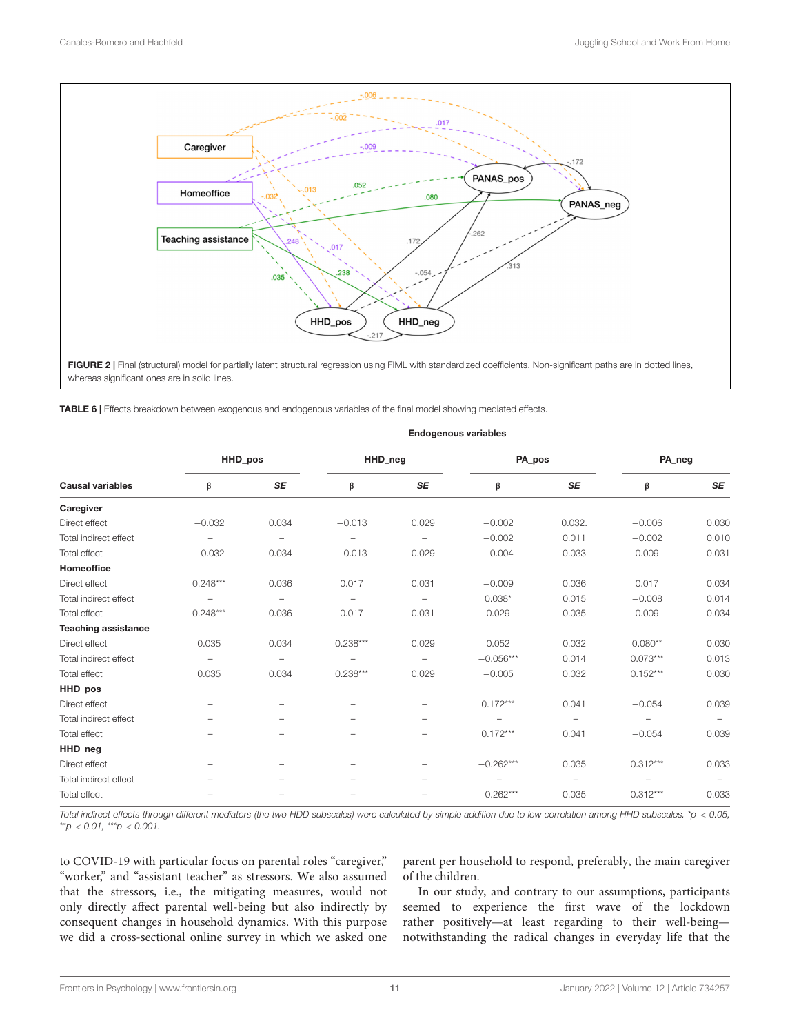FIGURE 2 | Final (structural) model for partially latent structural regression using FIML with standardized coefficients. Non-significant paths are in dotted lines, whereas significant ones are in solid lines.

**TABLE 6** | Effects breakdown between exogenous and endogenous variables of the final model showing mediated effects.

| | Endogenous variables | | | | | | | |
|---|---|---|---|---|---|---|---|---|
| | HHD_pos | | HHD_neg | | PA_pos | | PA_neg | |
| **Causal variables** | β | *SE* | β | *SE* | β | *SE* | β | *SE* |
| **Caregiver** | | | | | | | | |
| Direct effect | −0.032 | 0.034 | −0.013 | 0.029 | −0.002 | 0.032. | −0.006 | 0.030 |
| Total indirect effect | – | – | – | – | −0.002 | 0.011 | −0.002 | 0.010 |
| Total effect | −0.032 | 0.034 | −0.013 | 0.029 | −0.004 | 0.033 | 0.009 | 0.031 |
| **Homeoffice** | | | | | | | | |
| Direct effect | 0.248*** | 0.036 | 0.017 | 0.031 | −0.009 | 0.036 | 0.017 | 0.034 |
| Total indirect effect | – | – | – | – | 0.038* | 0.015 | −0.008 | 0.014 |
| Total effect | 0.248*** | 0.036 | 0.017 | 0.031 | 0.029 | 0.035 | 0.009 | 0.034 |
| **Teaching assistance** | | | | | | | | |
| Direct effect | 0.035 | 0.034 | 0.238*** | 0.029 | 0.052 | 0.032 | 0.080** | 0.030 |
| Total indirect effect | – | – | – | – | −0.056*** | 0.014 | 0.073*** | 0.013 |
| Total effect | 0.035 | 0.034 | 0.238*** | 0.029 | −0.005 | 0.032 | 0.152*** | 0.030 |
| **HHD_pos** | | | | | | | | |
| Direct effect | – | – | – | – | 0.172*** | 0.041 | −0.054 | 0.039 |
| Total indirect effect | – | – | – | – | – | – | – | – |
| Total effect | – | – | – | – | 0.172*** | 0.041 | −0.054 | 0.039 |
| **HHD_neg** | | | | | | | | |
| Direct effect | – | – | – | – | −0.262*** | 0.035 | 0.312*** | 0.033 |
| Total indirect effect | – | – | – | – | – | – | – | – |
| Total effect | – | – | – | – | −0.262*** | 0.035 | 0.312*** | 0.033 |

*Total indirect effects through different mediators (the two HDD subscales) were calculated by simple addition due to low correlation among HHD subscales. \*p < 0.05, \*\*p < 0.01, \*\*\*p < 0.001.*

to COVID-19 with particular focus on parental roles "caregiver," "worker," and "assistant teacher" as stressors. We also assumed that the stressors, i.e., the mitigating measures, would not only directly affect parental well-being but also indirectly by consequent changes in household dynamics. With this purpose we did a cross-sectional online survey in which we asked one parent per household to respond, preferably, the main caregiver of the children.

In our study, and contrary to our assumptions, participants seemed to experience the first wave of the lockdown rather positively—at least regarding to their well-being—notwithstanding the radical changes in everyday life that the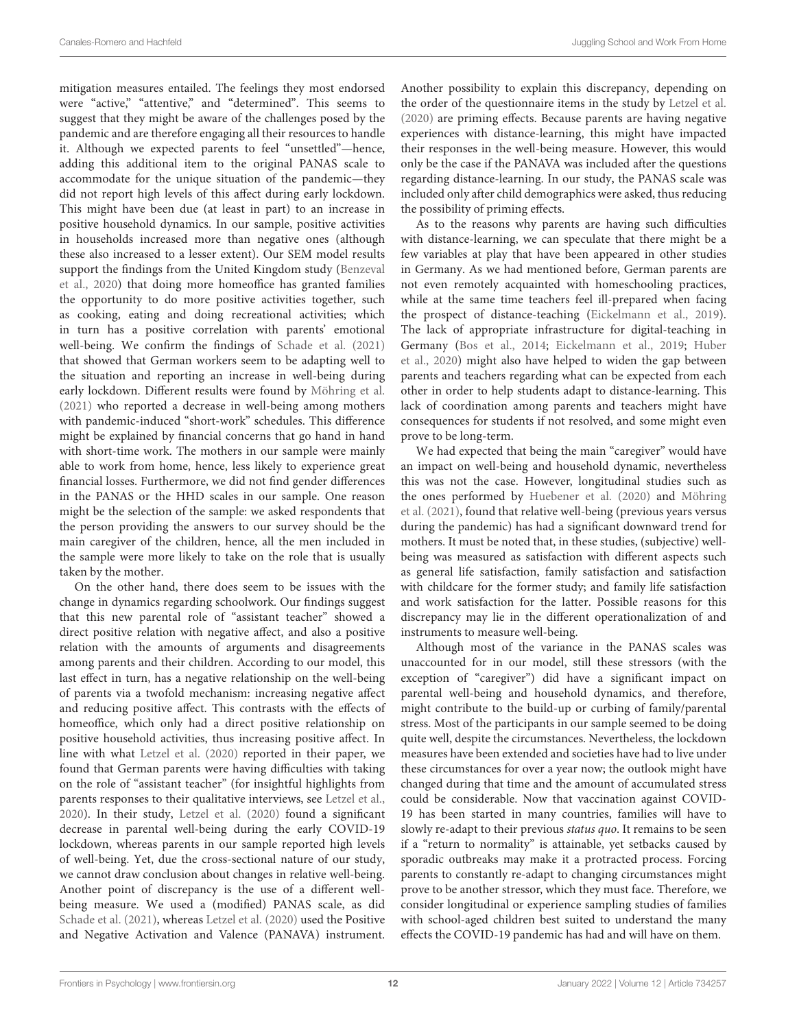mitigation measures entailed. The feelings they most endorsed were "active," "attentive," and "determined". This seems to suggest that they might be aware of the challenges posed by the pandemic and are therefore engaging all their resources to handle it. Although we expected parents to feel "unsettled"—hence, adding this additional item to the original PANAS scale to accommodate for the unique situation of the pandemic—they did not report high levels of this affect during early lockdown. This might have been due (at least in part) to an increase in positive household dynamics. In our sample, positive activities in households increased more than negative ones (although these also increased to a lesser extent). Our SEM model results support the findings from the United Kingdom study (Benzeval et al., 2020) that doing more homeoffice has granted families the opportunity to do more positive activities together, such as cooking, eating and doing recreational activities; which in turn has a positive correlation with parents' emotional well-being. We confirm the findings of Schade et al. (2021) that showed that German workers seem to be adapting well to the situation and reporting an increase in well-being during early lockdown. Different results were found by Möhring et al. (2021) who reported a decrease in well-being among mothers with pandemic-induced "short-work" schedules. This difference might be explained by financial concerns that go hand in hand with short-time work. The mothers in our sample were mainly able to work from home, hence, less likely to experience great financial losses. Furthermore, we did not find gender differences in the PANAS or the HHD scales in our sample. One reason might be the selection of the sample: we asked respondents that the person providing the answers to our survey should be the main caregiver of the children, hence, all the men included in the sample were more likely to take on the role that is usually taken by the mother.

On the other hand, there does seem to be issues with the change in dynamics regarding schoolwork. Our findings suggest that this new parental role of "assistant teacher" showed a direct positive relation with negative affect, and also a positive relation with the amounts of arguments and disagreements among parents and their children. According to our model, this last effect in turn, has a negative relationship on the well-being of parents via a twofold mechanism: increasing negative affect and reducing positive affect. This contrasts with the effects of homeoffice, which only had a direct positive relationship on positive household activities, thus increasing positive affect. In line with what Letzel et al. (2020) reported in their paper, we found that German parents were having difficulties with taking on the role of "assistant teacher" (for insightful highlights from parents responses to their qualitative interviews, see Letzel et al., 2020). In their study, Letzel et al. (2020) found a significant decrease in parental well-being during the early COVID-19 lockdown, whereas parents in our sample reported high levels of well-being. Yet, due the cross-sectional nature of our study, we cannot draw conclusion about changes in relative well-being. Another point of discrepancy is the use of a different well-being measure. We used a (modified) PANAS scale, as did Schade et al. (2021), whereas Letzel et al. (2020) used the Positive and Negative Activation and Valence (PANAVA) instrument.

Another possibility to explain this discrepancy, depending on the order of the questionnaire items in the study by Letzel et al. (2020) are priming effects. Because parents are having negative experiences with distance-learning, this might have impacted their responses in the well-being measure. However, this would only be the case if the PANAVA was included after the questions regarding distance-learning. In our study, the PANAS scale was included only after child demographics were asked, thus reducing the possibility of priming effects.

As to the reasons why parents are having such difficulties with distance-learning, we can speculate that there might be a few variables at play that have been appeared in other studies in Germany. As we had mentioned before, German parents are not even remotely acquainted with homeschooling practices, while at the same time teachers feel ill-prepared when facing the prospect of distance-teaching (Eickelmann et al., 2019). The lack of appropriate infrastructure for digital-teaching in Germany (Bos et al., 2014; Eickelmann et al., 2019; Huber et al., 2020) might also have helped to widen the gap between parents and teachers regarding what can be expected from each other in order to help students adapt to distance-learning. This lack of coordination among parents and teachers might have consequences for students if not resolved, and some might even prove to be long-term.

We had expected that being the main "caregiver" would have an impact on well-being and household dynamic, nevertheless this was not the case. However, longitudinal studies such as the ones performed by Huebener et al. (2020) and Möhring et al. (2021), found that relative well-being (previous years versus during the pandemic) has had a significant downward trend for mothers. It must be noted that, in these studies, (subjective) well-being was measured as satisfaction with different aspects such as general life satisfaction, family satisfaction and satisfaction with childcare for the former study; and family life satisfaction and work satisfaction for the latter. Possible reasons for this discrepancy may lie in the different operationalization of and instruments to measure well-being.

Although most of the variance in the PANAS scales was unaccounted for in our model, still these stressors (with the exception of "caregiver") did have a significant impact on parental well-being and household dynamics, and therefore, might contribute to the build-up or curbing of family/parental stress. Most of the participants in our sample seemed to be doing quite well, despite the circumstances. Nevertheless, the lockdown measures have been extended and societies have had to live under these circumstances for over a year now; the outlook might have changed during that time and the amount of accumulated stress could be considerable. Now that vaccination against COVID-19 has been started in many countries, families will have to slowly re-adapt to their previous *status quo*. It remains to be seen if a "return to normality" is attainable, yet setbacks caused by sporadic outbreaks may make it a protracted process. Forcing parents to constantly re-adapt to changing circumstances might prove to be another stressor, which they must face. Therefore, we consider longitudinal or experience sampling studies of families with school-aged children best suited to understand the many effects the COVID-19 pandemic has had and will have on them.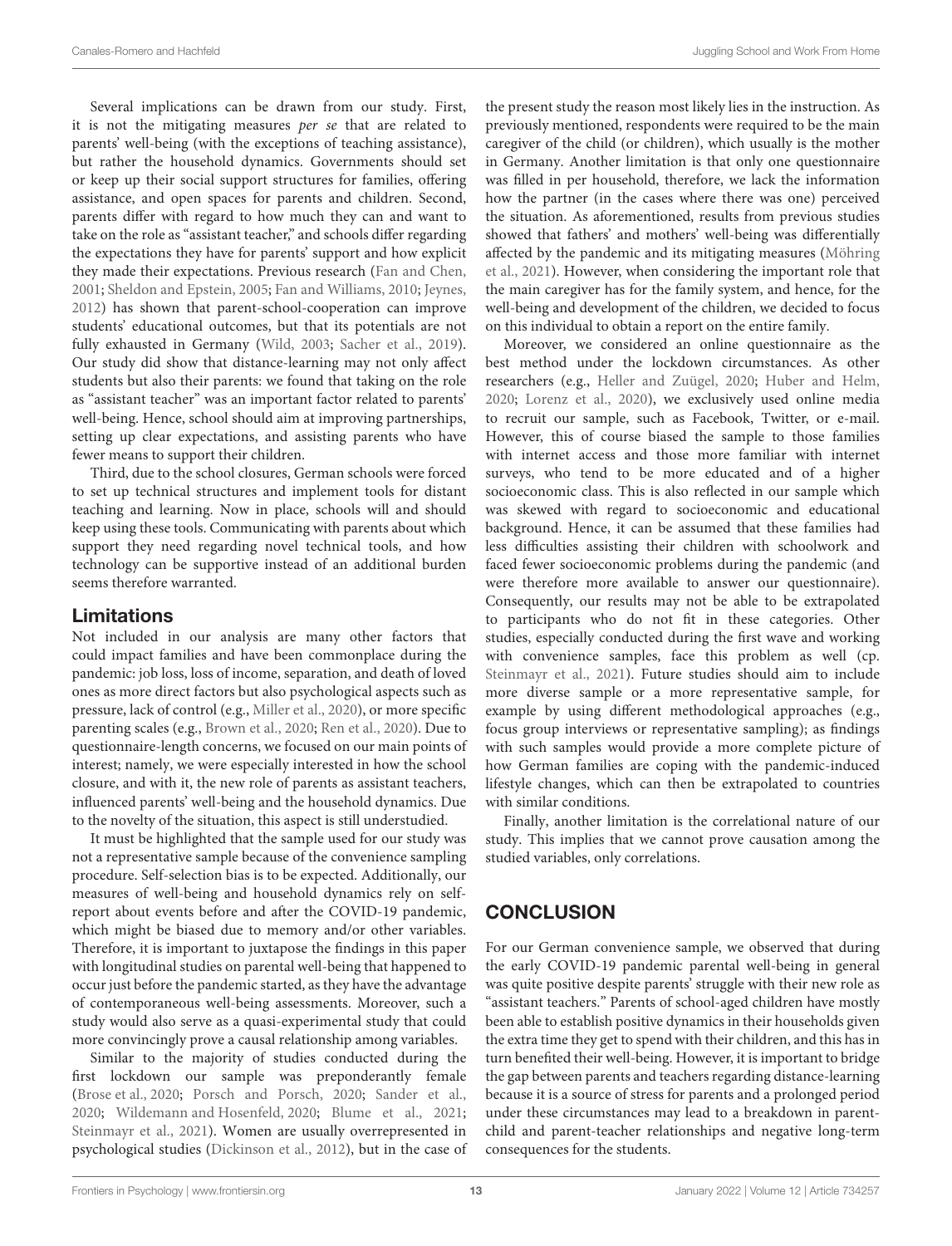Several implications can be drawn from our study. First, it is not the mitigating measures *per se* that are related to parents' well-being (with the exceptions of teaching assistance), but rather the household dynamics. Governments should set or keep up their social support structures for families, offering assistance, and open spaces for parents and children. Second, parents differ with regard to how much they can and want to take on the role as "assistant teacher," and schools differ regarding the expectations they have for parents' support and how explicit they made their expectations. Previous research (Fan and Chen, 2001; Sheldon and Epstein, 2005; Fan and Williams, 2010; Jeynes, 2012) has shown that parent-school-cooperation can improve students' educational outcomes, but that its potentials are not fully exhausted in Germany (Wild, 2003; Sacher et al., 2019). Our study did show that distance-learning may not only affect students but also their parents: we found that taking on the role as "assistant teacher" was an important factor related to parents' well-being. Hence, school should aim at improving partnerships, setting up clear expectations, and assisting parents who have fewer means to support their children.

Third, due to the school closures, German schools were forced to set up technical structures and implement tools for distant teaching and learning. Now in place, schools will and should keep using these tools. Communicating with parents about which support they need regarding novel technical tools, and how technology can be supportive instead of an additional burden seems therefore warranted.

## Limitations

Not included in our analysis are many other factors that could impact families and have been commonplace during the pandemic: job loss, loss of income, separation, and death of loved ones as more direct factors but also psychological aspects such as pressure, lack of control (e.g., Miller et al., 2020), or more specific parenting scales (e.g., Brown et al., 2020; Ren et al., 2020). Due to questionnaire-length concerns, we focused on our main points of interest; namely, we were especially interested in how the school closure, and with it, the new role of parents as assistant teachers, influenced parents' well-being and the household dynamics. Due to the novelty of the situation, this aspect is still understudied.

It must be highlighted that the sample used for our study was not a representative sample because of the convenience sampling procedure. Self-selection bias is to be expected. Additionally, our measures of well-being and household dynamics rely on self-report about events before and after the COVID-19 pandemic, which might be biased due to memory and/or other variables. Therefore, it is important to juxtapose the findings in this paper with longitudinal studies on parental well-being that happened to occur just before the pandemic started, as they have the advantage of contemporaneous well-being assessments. Moreover, such a study would also serve as a quasi-experimental study that could more convincingly prove a causal relationship among variables.

Similar to the majority of studies conducted during the first lockdown our sample was preponderantly female (Brose et al., 2020; Porsch and Porsch, 2020; Sander et al., 2020; Wildemann and Hosenfeld, 2020; Blume et al., 2021; Steinmayr et al., 2021). Women are usually overrepresented in psychological studies (Dickinson et al., 2012), but in the case of the present study the reason most likely lies in the instruction. As previously mentioned, respondents were required to be the main caregiver of the child (or children), which usually is the mother in Germany. Another limitation is that only one questionnaire was filled in per household, therefore, we lack the information how the partner (in the cases where there was one) perceived the situation. As aforementioned, results from previous studies showed that fathers' and mothers' well-being was differentially affected by the pandemic and its mitigating measures (Möhring et al., 2021). However, when considering the important role that the main caregiver has for the family system, and hence, for the well-being and development of the children, we decided to focus on this individual to obtain a report on the entire family.

Moreover, we considered an online questionnaire as the best method under the lockdown circumstances. As other researchers (e.g., Heller and Zuügel, 2020; Huber and Helm, 2020; Lorenz et al., 2020), we exclusively used online media to recruit our sample, such as Facebook, Twitter, or e-mail. However, this of course biased the sample to those families with internet access and those more familiar with internet surveys, who tend to be more educated and of a higher socioeconomic class. This is also reflected in our sample which was skewed with regard to socioeconomic and educational background. Hence, it can be assumed that these families had less difficulties assisting their children with schoolwork and faced fewer socioeconomic problems during the pandemic (and were therefore more available to answer our questionnaire). Consequently, our results may not be able to be extrapolated to participants who do not fit in these categories. Other studies, especially conducted during the first wave and working with convenience samples, face this problem as well (cp. Steinmayr et al., 2021). Future studies should aim to include more diverse sample or a more representative sample, for example by using different methodological approaches (e.g., focus group interviews or representative sampling); as findings with such samples would provide a more complete picture of how German families are coping with the pandemic-induced lifestyle changes, which can then be extrapolated to countries with similar conditions.

Finally, another limitation is the correlational nature of our study. This implies that we cannot prove causation among the studied variables, only correlations.

# CONCLUSION

For our German convenience sample, we observed that during the early COVID-19 pandemic parental well-being in general was quite positive despite parents' struggle with their new role as "assistant teachers." Parents of school-aged children have mostly been able to establish positive dynamics in their households given the extra time they get to spend with their children, and this has in turn benefited their well-being. However, it is important to bridge the gap between parents and teachers regarding distance-learning because it is a source of stress for parents and a prolonged period under these circumstances may lead to a breakdown in parent-child and parent-teacher relationships and negative long-term consequences for the students.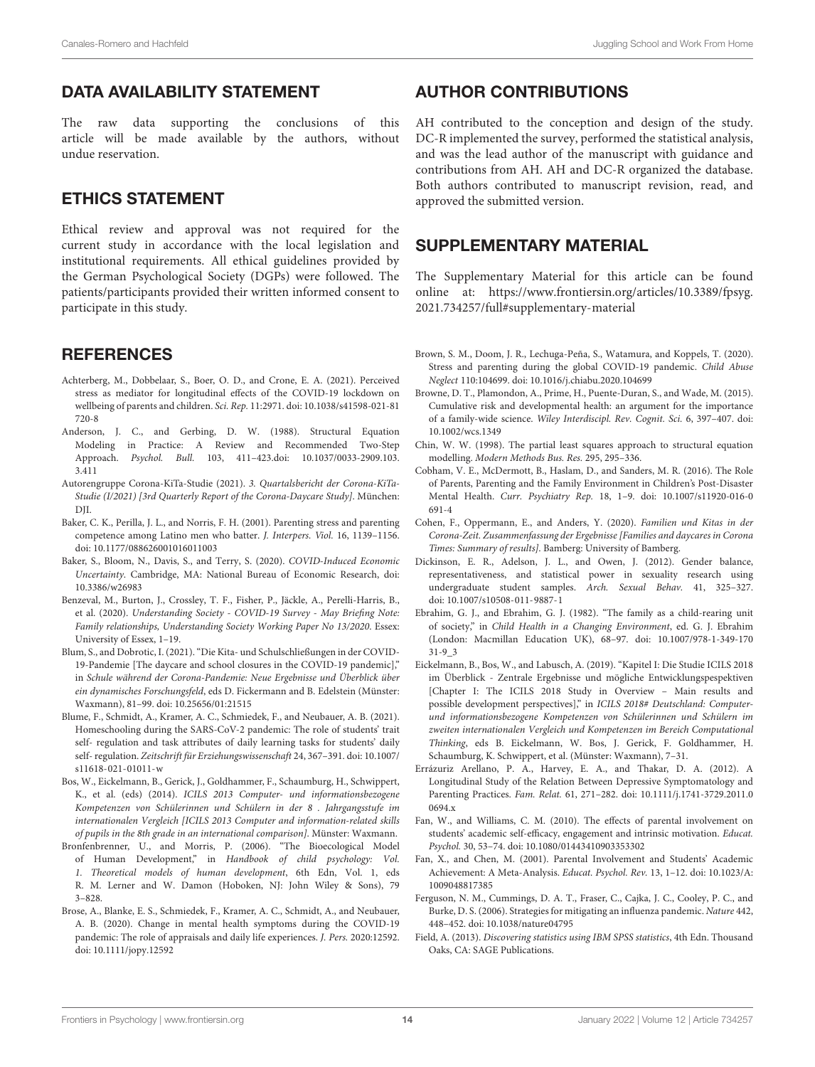## DATA AVAILABILITY STATEMENT

The raw data supporting the conclusions of this article will be made available by the authors, without undue reservation.

## ETHICS STATEMENT

Ethical review and approval was not required for the current study in accordance with the local legislation and institutional requirements. All ethical guidelines provided by the German Psychological Society (DGPs) were followed. The patients/participants provided their written informed consent to participate in this study.

## AUTHOR CONTRIBUTIONS

AH contributed to the conception and design of the study. DC-R implemented the survey, performed the statistical analysis, and was the lead author of the manuscript with guidance and contributions from AH. AH and DC-R organized the database. Both authors contributed to manuscript revision, read, and approved the submitted version.

## SUPPLEMENTARY MATERIAL

The Supplementary Material for this article can be found online at: https://www.frontiersin.org/articles/10.3389/fpsyg.2021.734257/full#supplementary-material

## REFERENCES

Achterberg, M., Dobbelaar, S., Boer, O. D., and Crone, E. A. (2021). Perceived stress as mediator for longitudinal effects of the COVID-19 lockdown on wellbeing of parents and children. *Sci. Rep.* 11:2971. doi: 10.1038/s41598-021-81720-8

Anderson, J. C., and Gerbing, D. W. (1988). Structural Equation Modeling in Practice: A Review and Recommended Two-Step Approach. *Psychol. Bull.* 103, 411–423.doi: 10.1037/0033-2909.103.3.411

Autorengruppe Corona-KiTa-Studie (2021). *3. Quartalsbericht der Corona-KiTa-Studie (I/2021) [3rd Quarterly Report of the Corona-Daycare Study]*. München: DJI.

Baker, C. K., Perilla, J. L., and Norris, F. H. (2001). Parenting stress and parenting competence among Latino men who batter. *J. Interpers. Viol.* 16, 1139–1156. doi: 10.1177/088626001016011003

Baker, S., Bloom, N., Davis, S., and Terry, S. (2020). *COVID-Induced Economic Uncertainty*. Cambridge, MA: National Bureau of Economic Research, doi: 10.3386/w26983

Benzeval, M., Burton, J., Crossley, T. F., Fisher, P., Jäckle, A., Perelli-Harris, B., et al. (2020). *Understanding Society - COVID-19 Survey - May Briefing Note: Family relationships, Understanding Society Working Paper No 13/2020*. Essex: University of Essex, 1–19.

Blum, S., and Dobrotic, I. (2021). "Die Kita- und Schulschließungen in der COVID-19-Pandemie [The daycare and school closures in the COVID-19 pandemic]," in *Schule während der Corona-Pandemie: Neue Ergebnisse und Überblick über ein dynamisches Forschungsfeld*, eds D. Fickermann and B. Edelstein (Münster: Waxmann), 81–99. doi: 10.25656/01:21515

Blume, F., Schmidt, A., Kramer, A. C., Schmiedek, F., and Neubauer, A. B. (2021). Homeschooling during the SARS-CoV-2 pandemic: The role of students' trait self- regulation and task attributes of daily learning tasks for students' daily self- regulation. *Zeitschrift für Erziehungswissenschaft* 24, 367–391. doi: 10.1007/s11618-021-01011-w

Bos, W., Eickelmann, B., Gerick, J., Goldhammer, F., Schaumburg, H., Schwippert, K., et al. (eds) (2014). *ICILS 2013 Computer- und informationsbezogene Kompetenzen von Schülerinnen und Schülern in der 8 . Jahrgangsstufe im internationalen Vergleich [ICILS 2013 Computer and information-related skills of pupils in the 8th grade in an international comparison]*. Münster: Waxmann.

Bronfenbrenner, U., and Morris, P. (2006). "The Bioecological Model of Human Development," in *Handbook of child psychology: Vol. 1. Theoretical models of human development*, 6th Edn, Vol. 1, eds R. M. Lerner and W. Damon (Hoboken, NJ: John Wiley & Sons), 793–828.

Brose, A., Blanke, E. S., Schmiedek, F., Kramer, A. C., Schmidt, A., and Neubauer, A. B. (2020). Change in mental health symptoms during the COVID-19 pandemic: The role of appraisals and daily life experiences. *J. Pers.* 2020:12592. doi: 10.1111/jopy.12592

Brown, S. M., Doom, J. R., Lechuga-Peña, S., Watamura, and Koppels, T. (2020). Stress and parenting during the global COVID-19 pandemic. *Child Abuse Neglect* 110:104699. doi: 10.1016/j.chiabu.2020.104699

Browne, D. T., Plamondon, A., Prime, H., Puente-Duran, S., and Wade, M. (2015). Cumulative risk and developmental health: an argument for the importance of a family-wide science. *Wiley Interdiscipl. Rev. Cognit. Sci.* 6, 397–407. doi: 10.1002/wcs.1349

Chin, W. W. (1998). The partial least squares approach to structural equation modelling. *Modern Methods Bus. Res.* 295, 295–336.

Cobham, V. E., McDermott, B., Haslam, D., and Sanders, M. R. (2016). The Role of Parents, Parenting and the Family Environment in Children's Post-Disaster Mental Health. *Curr. Psychiatry Rep.* 18, 1–9. doi: 10.1007/s11920-016-0691-4

Cohen, F., Oppermann, E., and Anders, Y. (2020). *Familien und Kitas in der Corona-Zeit. Zusammenfassung der Ergebnisse [Families and daycares in Corona Times: Summary of results]*. Bamberg: University of Bamberg.

Dickinson, E. R., Adelson, J. L., and Owen, J. (2012). Gender balance, representativeness, and statistical power in sexuality research using undergraduate student samples. *Arch. Sexual Behav.* 41, 325–327. doi: 10.1007/s10508-011-9887-1

Ebrahim, G. J., and Ebrahim, G. J. (1982). "The family as a child-rearing unit of society," in *Child Health in a Changing Environment*, ed. G. J. Ebrahim (London: Macmillan Education UK), 68–97. doi: 10.1007/978-1-349-17031-9_3

Eickelmann, B., Bos, W., and Labusch, A. (2019). "Kapitel I: Die Studie ICILS 2018 im Überblick - Zentrale Ergebnisse und mögliche Entwicklungspespektiven [Chapter I: The ICILS 2018 Study in Overview – Main results and possible development perspectives]," in *ICILS 2018# Deutschland: Computer- und informationsbezogene Kompetenzen von Schülerinnen und Schülern im zweiten internationalen Vergleich und Kompetenzen im Bereich Computational Thinking*, eds B. Eickelmann, W. Bos, J. Gerick, F. Goldhammer, H. Schaumburg, K. Schwippert, et al. (Münster: Waxmann), 7–31.

Errázuriz Arellano, P. A., Harvey, E. A., and Thakar, D. A. (2012). A Longitudinal Study of the Relation Between Depressive Symptomatology and Parenting Practices. *Fam. Relat.* 61, 271–282. doi: 10.1111/j.1741-3729.2011.00694.x

Fan, W., and Williams, C. M. (2010). The effects of parental involvement on students' academic self-efficacy, engagement and intrinsic motivation. *Educat. Psychol.* 30, 53–74. doi: 10.1080/01443410903353302

Fan, X., and Chen, M. (2001). Parental Involvement and Students' Academic Achievement: A Meta-Analysis. *Educat. Psychol. Rev.* 13, 1–12. doi: 10.1023/A:1009048817385

Ferguson, N. M., Cummings, D. A. T., Fraser, C., Cajka, J. C., Cooley, P. C., and Burke, D. S. (2006). Strategies for mitigating an influenza pandemic. *Nature* 442, 448–452. doi: 10.1038/nature04795

Field, A. (2013). *Discovering statistics using IBM SPSS statistics*, 4th Edn. Thousand Oaks, CA: SAGE Publications.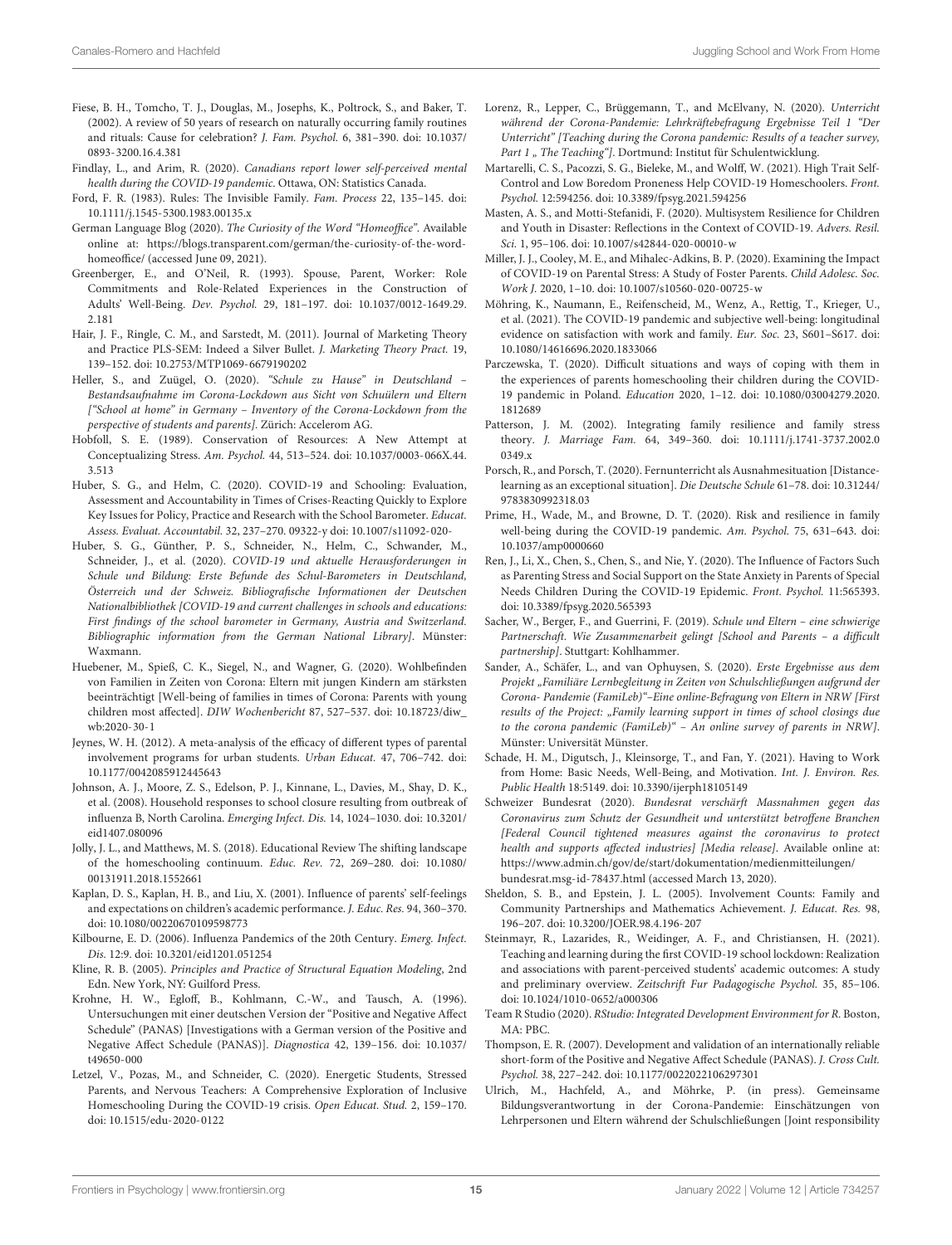Fiese, B. H., Tomcho, T. J., Douglas, M., Josephs, K., Poltrock, S., and Baker, T. (2002). A review of 50 years of research on naturally occurring family routines and rituals: Cause for celebration? *J. Fam. Psychol.* 6, 381–390. doi: 10.1037/0893-3200.16.4.381

Findlay, L., and Arim, R. (2020). *Canadians report lower self-perceived mental health during the COVID-19 pandemic*. Ottawa, ON: Statistics Canada.

Ford, F. R. (1983). Rules: The Invisible Family. *Fam. Process* 22, 135–145. doi: 10.1111/j.1545-5300.1983.00135.x

German Language Blog (2020). *The Curiosity of the Word "Homeoffice"*. Available online at: https://blogs.transparent.com/german/the-curiosity-of-the-word-homeoffice/ (accessed June 09, 2021).

Greenberger, E., and O'Neil, R. (1993). Spouse, Parent, Worker: Role Commitments and Role-Related Experiences in the Construction of Adults' Well-Being. *Dev. Psychol.* 29, 181–197. doi: 10.1037/0012-1649.29.2.181

Hair, J. F., Ringle, C. M., and Sarstedt, M. (2011). Journal of Marketing Theory and Practice PLS-SEM: Indeed a Silver Bullet. *J. Marketing Theory Pract.* 19, 139–152. doi: 10.2753/MTP1069-6679190202

Heller, S., and Zuügel, O. (2020). *"Schule zu Hause" in Deutschland – Bestandsaufnahme im Corona-Lockdown aus Sicht von Schuülern und Eltern ["School at home" in Germany – Inventory of the Corona-Lockdown from the perspective of students and parents]*. Zürich: Accelerom AG.

Hobfoll, S. E. (1989). Conservation of Resources: A New Attempt at Conceptualizing Stress. *Am. Psychol.* 44, 513–524. doi: 10.1037/0003-066X.44.3.513

Huber, S. G., and Helm, C. (2020). COVID-19 and Schooling: Evaluation, Assessment and Accountability in Times of Crises-Reacting Quickly to Explore Key Issues for Policy, Practice and Research with the School Barometer. *Educat. Assess. Evaluat. Accountabil.* 32, 237–270. 09322-y doi: 10.1007/s11092-020-

Huber, S. G., Günther, P. S., Schneider, N., Helm, C., Schwander, M., Schneider, J., et al. (2020). *COVID-19 und aktuelle Herausforderungen in Schule und Bildung: Erste Befunde des Schul-Barometers in Deutschland, Österreich und der Schweiz. Bibliografische Informationen der Deutschen Nationalbibliothek [COVID-19 and current challenges in schools and educations: First findings of the school barometer in Germany, Austria and Switzerland. Bibliographic information from the German National Library]*. Münster: Waxmann.

Huebener, M., Spieß, C. K., Siegel, N., and Wagner, G. (2020). Wohlbefinden von Familien in Zeiten von Corona: Eltern mit jungen Kindern am stärksten beeinträchtigt [Well-being of families in times of Corona: Parents with young children most affected]. *DIW Wochenbericht* 87, 527–537. doi: 10.18723/diw_wb:2020-30-1

Jeynes, W. H. (2012). A meta-analysis of the efficacy of different types of parental involvement programs for urban students. *Urban Educat.* 47, 706–742. doi: 10.1177/0042085912445643

Johnson, A. J., Moore, Z. S., Edelson, P. J., Kinnane, L., Davies, M., Shay, D. K., et al. (2008). Household responses to school closure resulting from outbreak of influenza B, North Carolina. *Emerging Infect. Dis.* 14, 1024–1030. doi: 10.3201/eid1407.080096

Jolly, J. L., and Matthews, M. S. (2018). Educational Review The shifting landscape of the homeschooling continuum. *Educ. Rev.* 72, 269–280. doi: 10.1080/00131911.2018.1552661

Kaplan, D. S., Kaplan, H. B., and Liu, X. (2001). Influence of parents' self-feelings and expectations on children's academic performance. *J. Educ. Res.* 94, 360–370. doi: 10.1080/00220670109598773

Kilbourne, E. D. (2006). Influenza Pandemics of the 20th Century. *Emerg. Infect. Dis.* 12:9. doi: 10.3201/eid1201.051254

Kline, R. B. (2005). *Principles and Practice of Structural Equation Modeling*, 2nd Edn. New York, NY: Guilford Press.

Krohne, H. W., Egloff, B., Kohlmann, C.-W., and Tausch, A. (1996). Untersuchungen mit einer deutschen Version der "Positive and Negative Affect Schedule" (PANAS) [Investigations with a German version of the Positive and Negative Affect Schedule (PANAS)]. *Diagnostica* 42, 139–156. doi: 10.1037/t49650-000

Letzel, V., Pozas, M., and Schneider, C. (2020). Energetic Students, Stressed Parents, and Nervous Teachers: A Comprehensive Exploration of Inclusive Homeschooling During the COVID-19 crisis. *Open Educat. Stud.* 2, 159–170. doi: 10.1515/edu-2020-0122

Lorenz, R., Lepper, C., Brüggemann, T., and McElvany, N. (2020). *Unterricht während der Corona-Pandemie: Lehrkräftebefragung Ergebnisse Teil 1 "Der Unterricht" [Teaching during the Corona pandemic: Results of a teacher survey, Part 1 „ The Teaching"]*. Dortmund: Institut für Schulentwicklung.

Martarelli, C. S., Pacozzi, S. G., Bieleke, M., and Wolff, W. (2021). High Trait Self-Control and Low Boredom Proneness Help COVID-19 Homeschoolers. *Front. Psychol.* 12:594256. doi: 10.3389/fpsyg.2021.594256

Masten, A. S., and Motti-Stefanidi, F. (2020). Multisystem Resilience for Children and Youth in Disaster: Reflections in the Context of COVID-19. *Advers. Resil. Sci.* 1, 95–106. doi: 10.1007/s42844-020-00010-w

Miller, J. J., Cooley, M. E., and Mihalec-Adkins, B. P. (2020). Examining the Impact of COVID-19 on Parental Stress: A Study of Foster Parents. *Child Adolesc. Soc. Work J.* 2020, 1–10. doi: 10.1007/s10560-020-00725-w

Möhring, K., Naumann, E., Reifenscheid, M., Wenz, A., Rettig, T., Krieger, U., et al. (2021). The COVID-19 pandemic and subjective well-being: longitudinal evidence on satisfaction with work and family. *Eur. Soc.* 23, S601–S617. doi: 10.1080/14616696.2020.1833066

Parczewska, T. (2020). Difficult situations and ways of coping with them in the experiences of parents homeschooling their children during the COVID-19 pandemic in Poland. *Education* 2020, 1–12. doi: 10.1080/03004279.2020.1812689

Patterson, J. M. (2002). Integrating family resilience and family stress theory. *J. Marriage Fam.* 64, 349–360. doi: 10.1111/j.1741-3737.2002.00349.x

Porsch, R., and Porsch, T. (2020). Fernunterricht als Ausnahmesituation [Distance-learning as an exceptional situation]. *Die Deutsche Schule* 61–78. doi: 10.31244/9783830992318.03

Prime, H., Wade, M., and Browne, D. T. (2020). Risk and resilience in family well-being during the COVID-19 pandemic. *Am. Psychol.* 75, 631–643. doi: 10.1037/amp0000660

Ren, J., Li, X., Chen, S., Chen, S., and Nie, Y. (2020). The Influence of Factors Such as Parenting Stress and Social Support on the State Anxiety in Parents of Special Needs Children During the COVID-19 Epidemic. *Front. Psychol.* 11:565393. doi: 10.3389/fpsyg.2020.565393

Sacher, W., Berger, F., and Guerrini, F. (2019). *Schule und Eltern – eine schwierige Partnerschaft. Wie Zusammenarbeit gelingt [School and Parents – a difficult partnership]*. Stuttgart: Kohlhammer.

Sander, A., Schäfer, L., and van Ophuysen, S. (2020). *Erste Ergebnisse aus dem Projekt „Familiäre Lernbegleitung in Zeiten von Schulschließungen aufgrund der Corona- Pandemie (FamiLeb)"–Eine online-Befragung von Eltern in NRW [First results of the Project: „Family learning support in times of school closings due to the corona pandemic (FamiLeb)" – An online survey of parents in NRW]*. Münster: Universität Münster.

Schade, H. M., Digutsch, J., Kleinsorge, T., and Fan, Y. (2021). Having to Work from Home: Basic Needs, Well-Being, and Motivation. *Int. J. Environ. Res. Public Health* 18:5149. doi: 10.3390/ijerph18105149

Schweizer Bundesrat (2020). *Bundesrat verschärft Massnahmen gegen das Coronavirus zum Schutz der Gesundheit und unterstützt betroffene Branchen [Federal Council tightened measures against the coronavirus to protect health and supports affected industries] [Media release]*. Available online at: https://www.admin.ch/gov/de/start/dokumentation/medienmitteilungen/bundesrat.msg-id-78437.html (accessed March 13, 2020).

Sheldon, S. B., and Epstein, J. L. (2005). Involvement Counts: Family and Community Partnerships and Mathematics Achievement. *J. Educat. Res.* 98, 196–207. doi: 10.3200/JOER.98.4.196-207

Steinmayr, R., Lazarides, R., Weidinger, A. F., and Christiansen, H. (2021). Teaching and learning during the first COVID-19 school lockdown: Realization and associations with parent-perceived students' academic outcomes: A study and preliminary overview. *Zeitschrift Fur Padagogische Psychol.* 35, 85–106. doi: 10.1024/1010-0652/a000306

Team R Studio (2020). *RStudio: Integrated Development Environment for R*. Boston, MA: PBC.

Thompson, E. R. (2007). Development and validation of an internationally reliable short-form of the Positive and Negative Affect Schedule (PANAS). *J. Cross Cult. Psychol.* 38, 227–242. doi: 10.1177/0022022106297301

Ulrich, M., Hachfeld, A., and Möhrke, P. (in press). Gemeinsame Bildungsverantwortung in der Corona-Pandemie: Einschätzungen von Lehrpersonen und Eltern während der Schulschließungen [Joint responsibility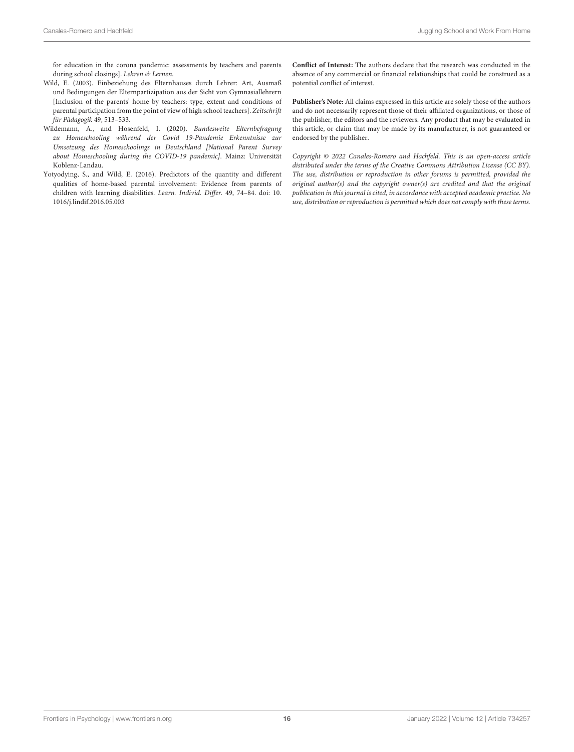for education in the corona pandemic: assessments by teachers and parents during school closings]. *Lehren & Lernen.*

Wild, E. (2003). Einbeziehung des Elternhauses durch Lehrer: Art, Ausmaß und Bedingungen der Elternpartizipation aus der Sicht von Gymnasiallehrern [Inclusion of the parents' home by teachers: type, extent and conditions of parental participation from the point of view of high school teachers]. *Zeitschrift für Pädagogik* 49, 513–533.

Wildemann, A., and Hosenfeld, I. (2020). *Bundesweite Elternbefragung zu Homeschooling während der Covid 19-Pandemie Erkenntnisse zur Umsetzung des Homeschoolings in Deutschland [National Parent Survey about Homeschooling during the COVID-19 pandemic]*. Mainz: Universität Koblenz-Landau.

Yotyodying, S., and Wild, E. (2016). Predictors of the quantity and different qualities of home-based parental involvement: Evidence from parents of children with learning disabilities. *Learn. Individ. Differ.* 49, 74–84. doi: 10.1016/j.lindif.2016.05.003

**Conflict of Interest:** The authors declare that the research was conducted in the absence of any commercial or financial relationships that could be construed as a potential conflict of interest.

**Publisher's Note:** All claims expressed in this article are solely those of the authors and do not necessarily represent those of their affiliated organizations, or those of the publisher, the editors and the reviewers. Any product that may be evaluated in this article, or claim that may be made by its manufacturer, is not guaranteed or endorsed by the publisher.

*Copyright © 2022 Canales-Romero and Hachfeld. This is an open-access article distributed under the terms of the Creative Commons Attribution License (CC BY). The use, distribution or reproduction in other forums is permitted, provided the original author(s) and the copyright owner(s) are credited and that the original publication in this journal is cited, in accordance with accepted academic practice. No use, distribution or reproduction is permitted which does not comply with these terms.*